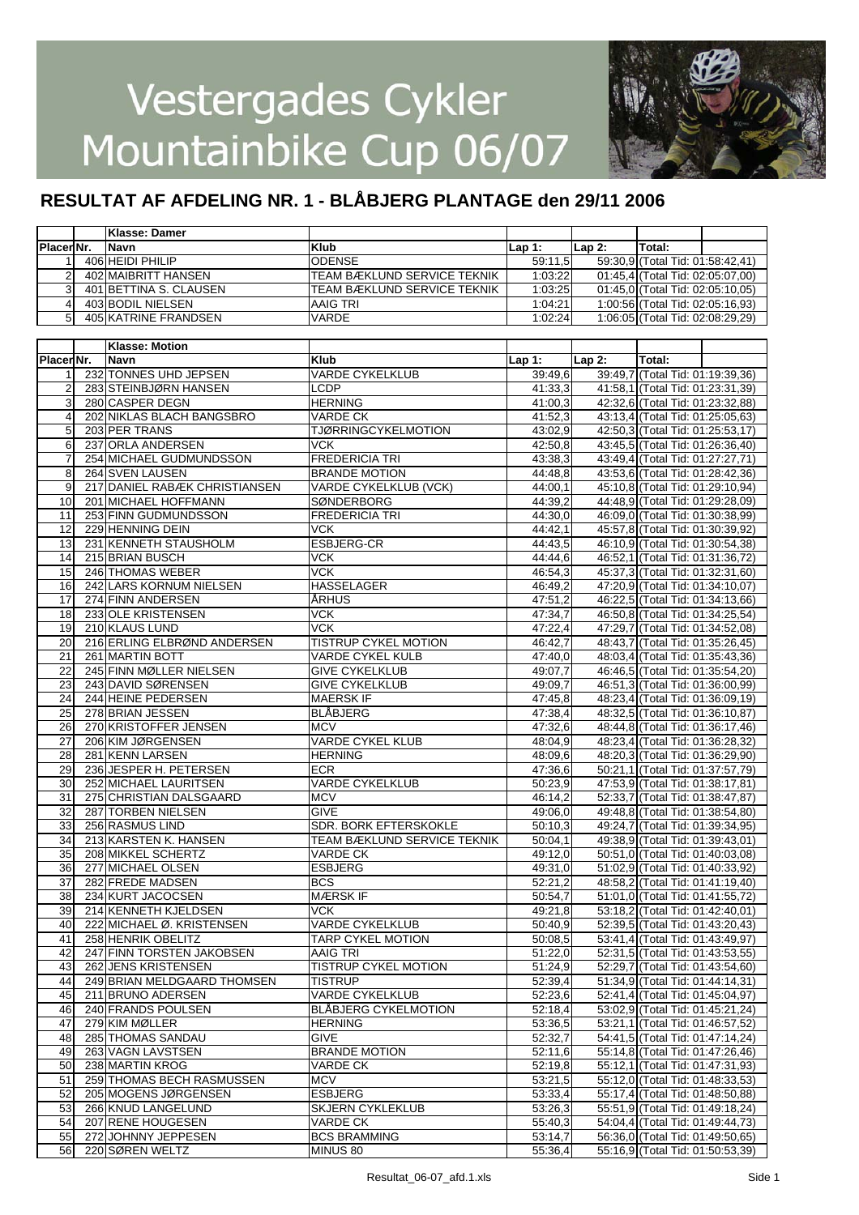# Vestergades Cykler Mountainbike Cup 06/07

## RESULTAT AF AFDELING NR. 1 - BLÅBJERG PLANTAGE den 29/11 2006

| | | Klasse: Damer | | | | | |
|---|---|---|---|---|---|---|---|
| Placer | Nr. | Navn | Klub | Lap 1: | Lap 2: | Total: | |
| 1 | 406 | HEIDI PHILIP | ODENSE | 59:11,5 | 59:30,9 | (Total Tid: 01:58:42,41) | |
| 2 | 402 | MAIBRITT HANSEN | TEAM BÆKLUND SERVICE TEKNIK | 1:03:22 | 01:45,4 | (Total Tid: 02:05:07,00) | |
| 3 | 401 | BETTINA S. CLAUSEN | TEAM BÆKLUND SERVICE TEKNIK | 1:03:25 | 01:45,0 | (Total Tid: 02:05:10,05) | |
| 4 | 403 | BODIL NIELSEN | AAIG TRI | 1:04:21 | 1:00:56 | (Total Tid: 02:05:16,93) | |
| 5 | 405 | KATRINE FRANDSEN | VARDE | 1:02:24 | 1:06:05 | (Total Tid: 02:08:29,29) | |

| | | Klasse: Motion | | | | | |
|---|---|---|---|---|---|---|---|
| Placer | Nr. | Navn | Klub | Lap 1: | Lap 2: | Total: | |
| 1 | 232 | TONNES UHD JEPSEN | VARDE CYKELKLUB | 39:49,6 | 39:49,7 | (Total Tid: 01:19:39,36) | |
| 2 | 283 | STEINBJØRN HANSEN | LCDP | 41:33,3 | 41:58,1 | (Total Tid: 01:23:31,39) | |
| 3 | 280 | CASPER DEGN | HERNING | 41:00,3 | 42:32,6 | (Total Tid: 01:23:32,88) | |
| 4 | 202 | NIKLAS BLACH BANGSBRO | VARDE CK | 41:52,3 | 43:13,4 | (Total Tid: 01:25:05,63) | |
| 5 | 203 | PER TRANS | TJØRRINGCYKELMOTION | 43:02,9 | 42:50,3 | (Total Tid: 01:25:53,17) | |
| 6 | 237 | ORLA ANDERSEN | VCK | 42:50,8 | 43:45,5 | (Total Tid: 01:26:36,40) | |
| 7 | 254 | MICHAEL GUDMUNDSSON | FREDERICIA TRI | 43:38,3 | 43:49,4 | (Total Tid: 01:27:27,71) | |
| 8 | 264 | SVEN LAUSEN | BRANDE MOTION | 44:48,8 | 43:53,6 | (Total Tid: 01:28:42,36) | |
| 9 | 217 | DANIEL RABÆK CHRISTIANSEN | VARDE CYKELKLUB (VCK) | 44:00,1 | 45:10,8 | (Total Tid: 01:29:10,94) | |
| 10 | 201 | MICHAEL HOFFMANN | SØNDERBORG | 44:39,2 | 44:48,9 | (Total Tid: 01:29:28,09) | |
| 11 | 253 | FINN GUDMUNDSSON | FREDERICIA TRI | 44:30,0 | 46:09,0 | (Total Tid: 01:30:38,99) | |
| 12 | 229 | HENNING DEIN | VCK | 44:42,1 | 45:57,8 | (Total Tid: 01:30:39,92) | |
| 13 | 231 | KENNETH STAUSHOLM | ESBJERG-CR | 44:43,5 | 46:10,9 | (Total Tid: 01:30:54,38) | |
| 14 | 215 | BRIAN BUSCH | VCK | 44:44,6 | 46:52,1 | (Total Tid: 01:31:36,72) | |
| 15 | 246 | THOMAS WEBER | VCK | 46:54,3 | 45:37,3 | (Total Tid: 01:32:31,60) | |
| 16 | 242 | LARS KORNUM NIELSEN | HASSELAGER | 46:49,2 | 47:20,9 | (Total Tid: 01:34:10,07) | |
| 17 | 274 | FINN ANDERSEN | ÅRHUS | 47:51,2 | 46:22,5 | (Total Tid: 01:34:13,66) | |
| 18 | 233 | OLE KRISTENSEN | VCK | 47:34,7 | 46:50,8 | (Total Tid: 01:34:25,54) | |
| 19 | 210 | KLAUS LUND | VCK | 47:22,4 | 47:29,7 | (Total Tid: 01:34:52,08) | |
| 20 | 216 | ERLING ELBRØND ANDERSEN | TISTRUP CYKEL MOTION | 46:42,7 | 48:43,7 | (Total Tid: 01:35:26,45) | |
| 21 | 261 | MARTIN BOTT | VARDE CYKEL KULB | 47:40,0 | 48:03,4 | (Total Tid: 01:35:43,36) | |
| 22 | 245 | FINN MØLLER NIELSEN | GIVE CYKELKLUB | 49:07,7 | 46:46,5 | (Total Tid: 01:35:54,20) | |
| 23 | 243 | DAVID SØRENSEN | GIVE CYKELKLUB | 49:09,7 | 46:51,3 | (Total Tid: 01:36:00,99) | |
| 24 | 244 | HEINE PEDERSEN | MAERSK IF | 47:45,8 | 48:23,4 | (Total Tid: 01:36:09,19) | |
| 25 | 278 | BRIAN JESSEN | BLÅBJERG | 47:38,4 | 48:32,5 | (Total Tid: 01:36:10,87) | |
| 26 | 270 | KRISTOFFER JENSEN | MCV | 47:32,6 | 48:44,8 | (Total Tid: 01:36:17,46) | |
| 27 | 206 | KIM JØRGENSEN | VARDE CYKEL KLUB | 48:04,9 | 48:23,4 | (Total Tid: 01:36:28,32) | |
| 28 | 281 | KENN LARSEN | HERNING | 48:09,6 | 48:20,3 | (Total Tid: 01:36:29,90) | |
| 29 | 236 | JESPER H. PETERSEN | ECR | 47:36,6 | 50:21,1 | (Total Tid: 01:37:57,79) | |
| 30 | 252 | MICHAEL LAURITSEN | VARDE CYKELKLUB | 50:23,9 | 47:53,9 | (Total Tid: 01:38:17,81) | |
| 31 | 275 | CHRISTIAN DALSGAARD | MCV | 46:14,2 | 52:33,7 | (Total Tid: 01:38:47,87) | |
| 32 | 287 | TORBEN NIELSEN | GIVE | 49:06,0 | 49:48,8 | (Total Tid: 01:38:54,80) | |
| 33 | 256 | RASMUS LIND | SDR. BORK EFTERSKOKLE | 50:10,3 | 49:24,7 | (Total Tid: 01:39:34,95) | |
| 34 | 213 | KARSTEN K. HANSEN | TEAM BÆKLUND SERVICE TEKNIK | 50:04,1 | 49:38,9 | (Total Tid: 01:39:43,01) | |
| 35 | 208 | MIKKEL SCHERTZ | VARDE CK | 49:12,0 | 50:51,0 | (Total Tid: 01:40:03,08) | |
| 36 | 277 | MICHAEL OLSEN | ESBJERG | 49:31,0 | 51:02,9 | (Total Tid: 01:40:33,92) | |
| 37 | 282 | FREDE MADSEN | BCS | 52:21,2 | 48:58,2 | (Total Tid: 01:41:19,40) | |
| 38 | 234 | KURT JACOCSEN | MÆRSK IF | 50:54,7 | 51:01,0 | (Total Tid: 01:41:55,72) | |
| 39 | 214 | KENNETH KJELDSEN | VCK | 49:21,8 | 53:18,2 | (Total Tid: 01:42:40,01) | |
| 40 | 222 | MICHAEL Ø. KRISTENSEN | VARDE CYKELKLUB | 50:40,9 | 52:39,5 | (Total Tid: 01:43:20,43) | |
| 41 | 258 | HENRIK OBELITZ | TARP CYKEL MOTION | 50:08,5 | 53:41,4 | (Total Tid: 01:43:49,97) | |
| 42 | 247 | FINN TORSTEN JAKOBSEN | AAIG TRI | 51:22,0 | 52:31,5 | (Total Tid: 01:43:53,55) | |
| 43 | 262 | JENS KRISTENSEN | TISTRUP CYKEL MOTION | 51:24,9 | 52:29,7 | (Total Tid: 01:43:54,60) | |
| 44 | 249 | BRIAN MELDGAARD THOMSEN | TISTRUP | 52:39,4 | 51:34,9 | (Total Tid: 01:44:14,31) | |
| 45 | 211 | BRUNO ADERSEN | VARDE CYKELKLUB | 52:23,6 | 52:41,4 | (Total Tid: 01:45:04,97) | |
| 46 | 240 | FRANDS POULSEN | BLÅBJERG CYKELMOTION | 52:18,4 | 53:02,9 | (Total Tid: 01:45:21,24) | |
| 47 | 279 | KIM MØLLER | HERNING | 53:36,5 | 53:21,1 | (Total Tid: 01:46:57,52) | |
| 48 | 285 | THOMAS SANDAU | GIVE | 52:32,7 | 54:41,5 | (Total Tid: 01:47:14,24) | |
| 49 | 263 | VAGN LAVSTSEN | BRANDE MOTION | 52:11,6 | 55:14,8 | (Total Tid: 01:47:26,46) | |
| 50 | 238 | MARTIN KROG | VARDE CK | 52:19,8 | 55:12,1 | (Total Tid: 01:47:31,93) | |
| 51 | 259 | THOMAS BECH RASMUSSEN | MCV | 53:21,5 | 55:12,0 | (Total Tid: 01:48:33,53) | |
| 52 | 205 | MOGENS JØRGENSEN | ESBJERG | 53:33,4 | 55:17,4 | (Total Tid: 01:48:50,88) | |
| 53 | 266 | KNUD LANGELUND | SKJERN CYKLEKLUB | 53:26,3 | 55:51,9 | (Total Tid: 01:49:18,24) | |
| 54 | 207 | RENE HOUGESEN | VARDE CK | 55:40,3 | 54:04,4 | (Total Tid: 01:49:44,73) | |
| 55 | 272 | JOHNNY JEPPESEN | BCS BRAMMING | 53:14,7 | 56:36,0 | (Total Tid: 01:49:50,65) | |
| 56 | 220 | SØREN WELTZ | MINUS 80 | 55:36,4 | 55:16,9 | (Total Tid: 01:50:53,39) | |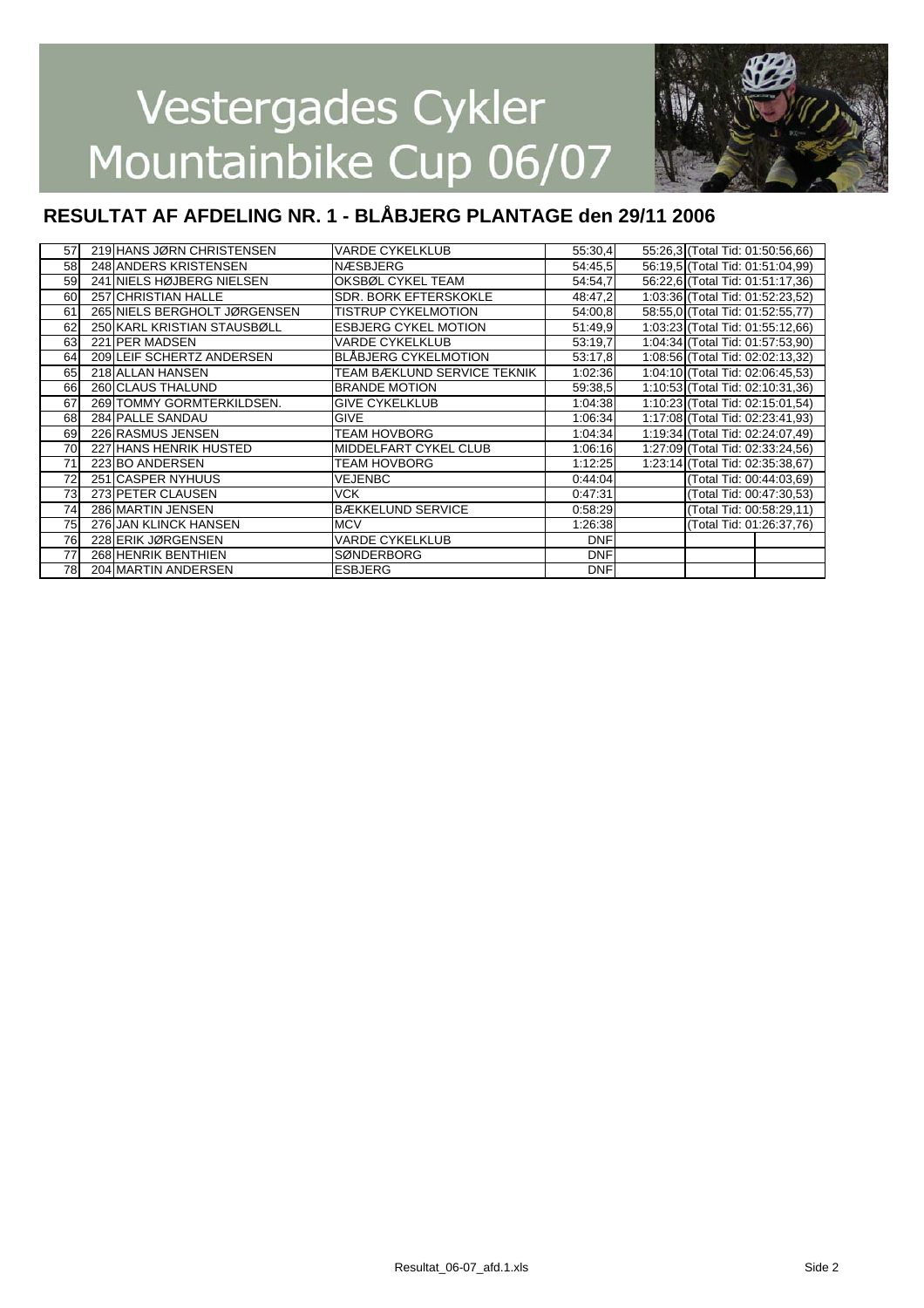# Vestergades Cykler Mountainbike Cup 06/07

## RESULTAT AF AFDELING NR. 1 - BLÅBJERG PLANTAGE den 29/11 2006

| | | | | | | | |
|---|---|---|---|---|---|---|---|
| 57 | 219 | HANS JØRN CHRISTENSEN | VARDE CYKELKLUB | 55:30,4 | 55:26,3 | (Total Tid: 01:50:56,66) | |
| 58 | 248 | ANDERS KRISTENSEN | NÆSBJERG | 54:45,5 | 56:19,5 | (Total Tid: 01:51:04,99) | |
| 59 | 241 | NIELS HØJBERG NIELSEN | OKSBØL CYKEL TEAM | 54:54,7 | 56:22,6 | (Total Tid: 01:51:17,36) | |
| 60 | 257 | CHRISTIAN HALLE | SDR. BORK EFTERSKOKLE | 48:47,2 | 1:03:36 | (Total Tid: 01:52:23,52) | |
| 61 | 265 | NIELS BERGHOLT JØRGENSEN | TISTRUP CYKELMOTION | 54:00,8 | 58:55,0 | (Total Tid: 01:52:55,77) | |
| 62 | 250 | KARL KRISTIAN STAUSBØLL | ESBJERG CYKEL MOTION | 51:49,9 | 1:03:23 | (Total Tid: 01:55:12,66) | |
| 63 | 221 | PER MADSEN | VARDE CYKELKLUB | 53:19,7 | 1:04:34 | (Total Tid: 01:57:53,90) | |
| 64 | 209 | LEIF SCHERTZ ANDERSEN | BLÅBJERG CYKELMOTION | 53:17,8 | 1:08:56 | (Total Tid: 02:02:13,32) | |
| 65 | 218 | ALLAN HANSEN | TEAM BÆKLUND SERVICE TEKNIK | 1:02:36 | 1:04:10 | (Total Tid: 02:06:45,53) | |
| 66 | 260 | CLAUS THALUND | BRANDE MOTION | 59:38,5 | 1:10:53 | (Total Tid: 02:10:31,36) | |
| 67 | 269 | TOMMY GORMTERKILDSEN. | GIVE CYKELKLUB | 1:04:38 | 1:10:23 | (Total Tid: 02:15:01,54) | |
| 68 | 284 | PALLE SANDAU | GIVE | 1:06:34 | 1:17:08 | (Total Tid: 02:23:41,93) | |
| 69 | 226 | RASMUS JENSEN | TEAM HOVBORG | 1:04:34 | 1:19:34 | (Total Tid: 02:24:07,49) | |
| 70 | 227 | HANS HENRIK HUSTED | MIDDELFART CYKEL CLUB | 1:06:16 | 1:27:09 | (Total Tid: 02:33:24,56) | |
| 71 | 223 | BO ANDERSEN | TEAM HOVBORG | 1:12:25 | 1:23:14 | (Total Tid: 02:35:38,67) | |
| 72 | 251 | CASPER NYHUUS | VEJENBC | 0:44:04 | | (Total Tid: 00:44:03,69) | |
| 73 | 273 | PETER CLAUSEN | VCK | 0:47:31 | | (Total Tid: 00:47:30,53) | |
| 74 | 286 | MARTIN JENSEN | BÆKKELUND SERVICE | 0:58:29 | | (Total Tid: 00:58:29,11) | |
| 75 | 276 | JAN KLINCK HANSEN | MCV | 1:26:38 | | (Total Tid: 01:26:37,76) | |
| 76 | 228 | ERIK JØRGENSEN | VARDE CYKELKLUB | DNF | | | |
| 77 | 268 | HENRIK BENTHIEN | SØNDERBORG | DNF | | | |
| 78 | 204 | MARTIN ANDERSEN | ESBJERG | DNF | | | |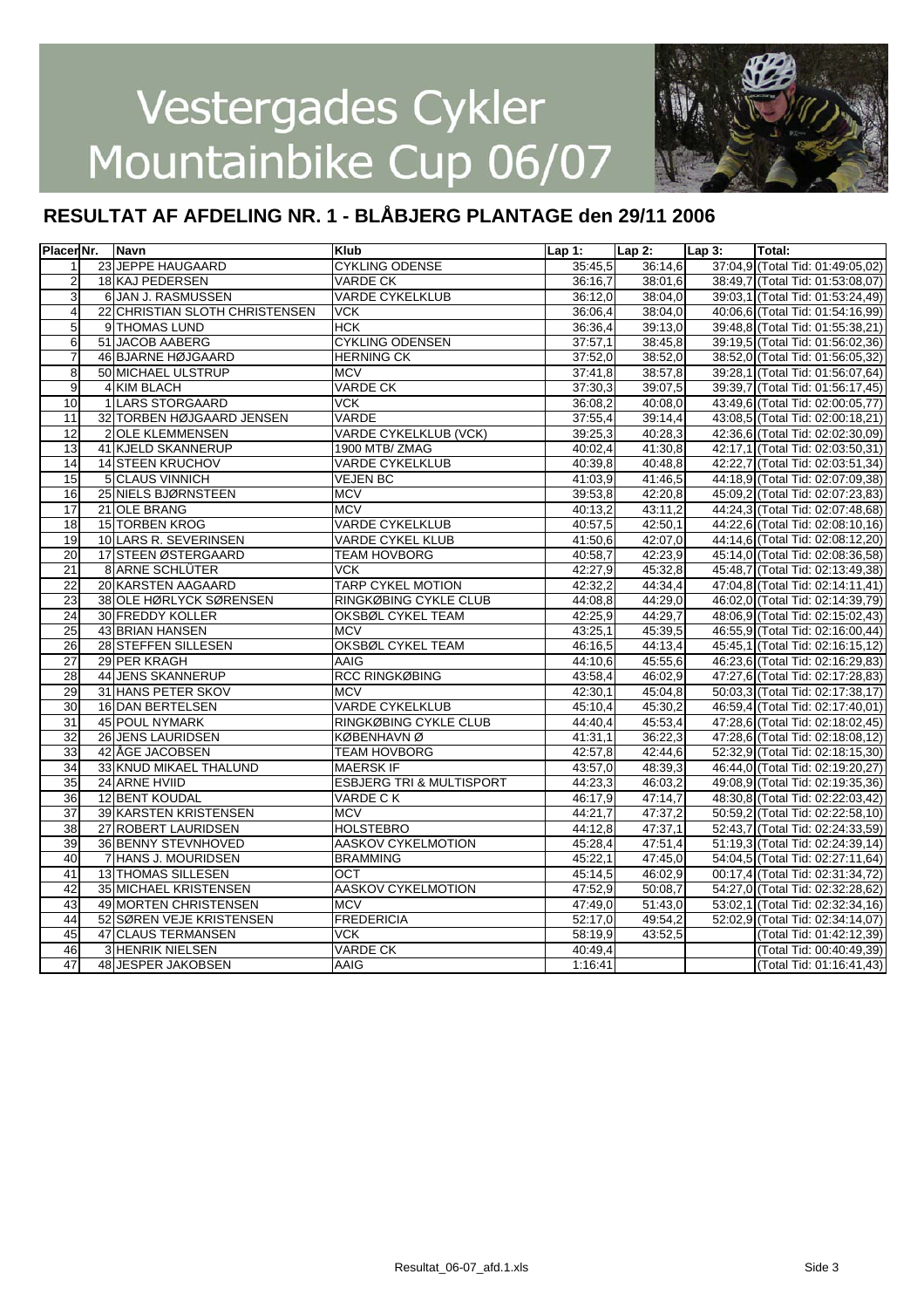# Vestergades Cykler Mountainbike Cup 06/07

## RESULTAT AF AFDELING NR. 1 - BLÅBJERG PLANTAGE den 29/11 2006

| Placer | Nr. | Navn | Klub | Lap 1: | Lap 2: | Lap 3: | Total: |
|---|---|---|---|---|---|---|---|
| 1 | 23 | JEPPE HAUGAARD | CYKLING ODENSE | 35:45,5 | 36:14,6 | 37:04,9 | (Total Tid: 01:49:05,02) |
| 2 | 18 | KAJ PEDERSEN | VARDE CK | 36:16,7 | 38:01,6 | 38:49,7 | (Total Tid: 01:53:08,07) |
| 3 | 6 | JAN J. RASMUSSEN | VARDE CYKELKLUB | 36:12,0 | 38:04,0 | 39:03,1 | (Total Tid: 01:53:24,49) |
| 4 | 22 | CHRISTIAN SLOTH CHRISTENSEN | VCK | 36:06,4 | 38:04,0 | 40:06,6 | (Total Tid: 01:54:16,99) |
| 5 | 9 | THOMAS LUND | HCK | 36:36,4 | 39:13,0 | 39:48,8 | (Total Tid: 01:55:38,21) |
| 6 | 51 | JACOB AABERG | CYKLING ODENSEN | 37:57,1 | 38:45,8 | 39:19,5 | (Total Tid: 01:56:02,36) |
| 7 | 46 | BJARNE HØJGAARD | HERNING CK | 37:52,0 | 38:52,0 | 38:52,0 | (Total Tid: 01:56:05,32) |
| 8 | 50 | MICHAEL ULSTRUP | MCV | 37:41,8 | 38:57,8 | 39:28,1 | (Total Tid: 01:56:07,64) |
| 9 | 4 | KIM BLACH | VARDE CK | 37:30,3 | 39:07,5 | 39:39,7 | (Total Tid: 01:56:17,45) |
| 10 | 1 | LARS STORGAARD | VCK | 36:08,2 | 40:08,0 | 43:49,6 | (Total Tid: 02:00:05,77) |
| 11 | 32 | TORBEN HØJGAARD JENSEN | VARDE | 37:55,4 | 39:14,4 | 43:08,5 | (Total Tid: 02:00:18,21) |
| 12 | 2 | OLE KLEMMENSEN | VARDE CYKELKLUB (VCK) | 39:25,3 | 40:28,3 | 42:36,6 | (Total Tid: 02:02:30,09) |
| 13 | 41 | KJELD SKANNERUP | 1900 MTB/ ZMAG | 40:02,4 | 41:30,8 | 42:17,1 | (Total Tid: 02:03:50,31) |
| 14 | 14 | STEEN KRUCHOV | VARDE CYKELKLUB | 40:39,8 | 40:48,8 | 42:22,7 | (Total Tid: 02:03:51,34) |
| 15 | 5 | CLAUS VINNICH | VEJEN BC | 41:03,9 | 41:46,5 | 44:18,9 | (Total Tid: 02:07:09,38) |
| 16 | 25 | NIELS BJØRNSTEEN | MCV | 39:53,8 | 42:20,8 | 45:09,2 | (Total Tid: 02:07:23,83) |
| 17 | 21 | OLE BRANG | MCV | 40:13,2 | 43:11,2 | 44:24,3 | (Total Tid: 02:07:48,68) |
| 18 | 15 | TORBEN KROG | VARDE CYKELKLUB | 40:57,5 | 42:50,1 | 44:22,6 | (Total Tid: 02:08:10,16) |
| 19 | 10 | LARS R. SEVERINSEN | VARDE CYKEL KLUB | 41:50,6 | 42:07,0 | 44:14,6 | (Total Tid: 02:08:12,20) |
| 20 | 17 | STEEN ØSTERGAARD | TEAM HOVBORG | 40:58,7 | 42:23,9 | 45:14,0 | (Total Tid: 02:08:36,58) |
| 21 | 8 | ARNE SCHLÜTER | VCK | 42:27,9 | 45:32,8 | 45:48,7 | (Total Tid: 02:13:49,38) |
| 22 | 20 | KARSTEN AAGAARD | TARP CYKEL MOTION | 42:32,2 | 44:34,4 | 47:04,8 | (Total Tid: 02:14:11,41) |
| 23 | 38 | OLE HØRLYCK SØRENSEN | RINGKØBING CYKLE CLUB | 44:08,8 | 44:29,0 | 46:02,0 | (Total Tid: 02:14:39,79) |
| 24 | 30 | FREDDY KOLLER | OKSBØL CYKEL TEAM | 42:25,9 | 44:29,7 | 48:06,9 | (Total Tid: 02:15:02,43) |
| 25 | 43 | BRIAN HANSEN | MCV | 43:25,1 | 45:39,5 | 46:55,9 | (Total Tid: 02:16:00,44) |
| 26 | 28 | STEFFEN SILLESEN | OKSBØL CYKEL TEAM | 46:16,5 | 44:13,4 | 45:45,1 | (Total Tid: 02:16:15,12) |
| 27 | 29 | PER KRAGH | AAIG | 44:10,6 | 45:55,6 | 46:23,6 | (Total Tid: 02:16:29,83) |
| 28 | 44 | JENS SKANNERUP | RCC RINGKØBING | 43:58,4 | 46:02,9 | 47:27,6 | (Total Tid: 02:17:28,83) |
| 29 | 31 | HANS PETER SKOV | MCV | 42:30,1 | 45:04,8 | 50:03,3 | (Total Tid: 02:17:38,17) |
| 30 | 16 | DAN BERTELSEN | VARDE CYKELKLUB | 45:10,4 | 45:30,2 | 46:59,4 | (Total Tid: 02:17:40,01) |
| 31 | 45 | POUL NYMARK | RINGKØBING CYKLE CLUB | 44:40,4 | 45:53,4 | 47:28,6 | (Total Tid: 02:18:02,45) |
| 32 | 26 | JENS LAURIDSEN | KØBENHAVN Ø | 41:31,1 | 36:22,3 | 47:28,6 | (Total Tid: 02:18:08,12) |
| 33 | 42 | ÅGE JACOBSEN | TEAM HOVBORG | 42:57,8 | 42:44,6 | 52:32,9 | (Total Tid: 02:18:15,30) |
| 34 | 33 | KNUD MIKAEL THALUND | MAERSK IF | 43:57,0 | 48:39,3 | 46:44,0 | (Total Tid: 02:19:20,27) |
| 35 | 24 | ARNE HVIID | ESBJERG TRI & MULTISPORT | 44:23,3 | 46:03,2 | 49:08,9 | (Total Tid: 02:19:35,36) |
| 36 | 12 | BENT KOUDAL | VARDE C K | 46:17,9 | 47:14,7 | 48:30,8 | (Total Tid: 02:22:03,42) |
| 37 | 39 | KARSTEN KRISTENSEN | MCV | 44:21,7 | 47:37,2 | 50:59,2 | (Total Tid: 02:22:58,10) |
| 38 | 27 | ROBERT LAURIDSEN | HOLSTEBRO | 44:12,8 | 47:37,1 | 52:43,7 | (Total Tid: 02:24:33,59) |
| 39 | 36 | BENNY STEVNHOVED | AASKOV CYKELMOTION | 45:28,4 | 47:51,4 | 51:19,3 | (Total Tid: 02:24:39,14) |
| 40 | 7 | HANS J. MOURIDSEN | BRAMMING | 45:22,1 | 47:45,0 | 54:04,5 | (Total Tid: 02:27:11,64) |
| 41 | 13 | THOMAS SILLESEN | OCT | 45:14,5 | 46:02,9 | 00:17,4 | (Total Tid: 02:31:34,72) |
| 42 | 35 | MICHAEL KRISTENSEN | AASKOV CYKELMOTION | 47:52,9 | 50:08,7 | 54:27,0 | (Total Tid: 02:32:28,62) |
| 43 | 49 | MORTEN CHRISTENSEN | MCV | 47:49,0 | 51:43,0 | 53:02,1 | (Total Tid: 02:32:34,16) |
| 44 | 52 | SØREN VEJE KRISTENSEN | FREDERICIA | 52:17,0 | 49:54,2 | 52:02,9 | (Total Tid: 02:34:14,07) |
| 45 | 47 | CLAUS TERMANSEN | VCK | 58:19,9 | 43:52,5 | | (Total Tid: 01:42:12,39) |
| 46 | 3 | HENRIK NIELSEN | VARDE CK | 40:49,4 | | | (Total Tid: 00:40:49,39) |
| 47 | 48 | JESPER JAKOBSEN | AAIG | 1:16:41 | | | (Total Tid: 01:16:41,43) |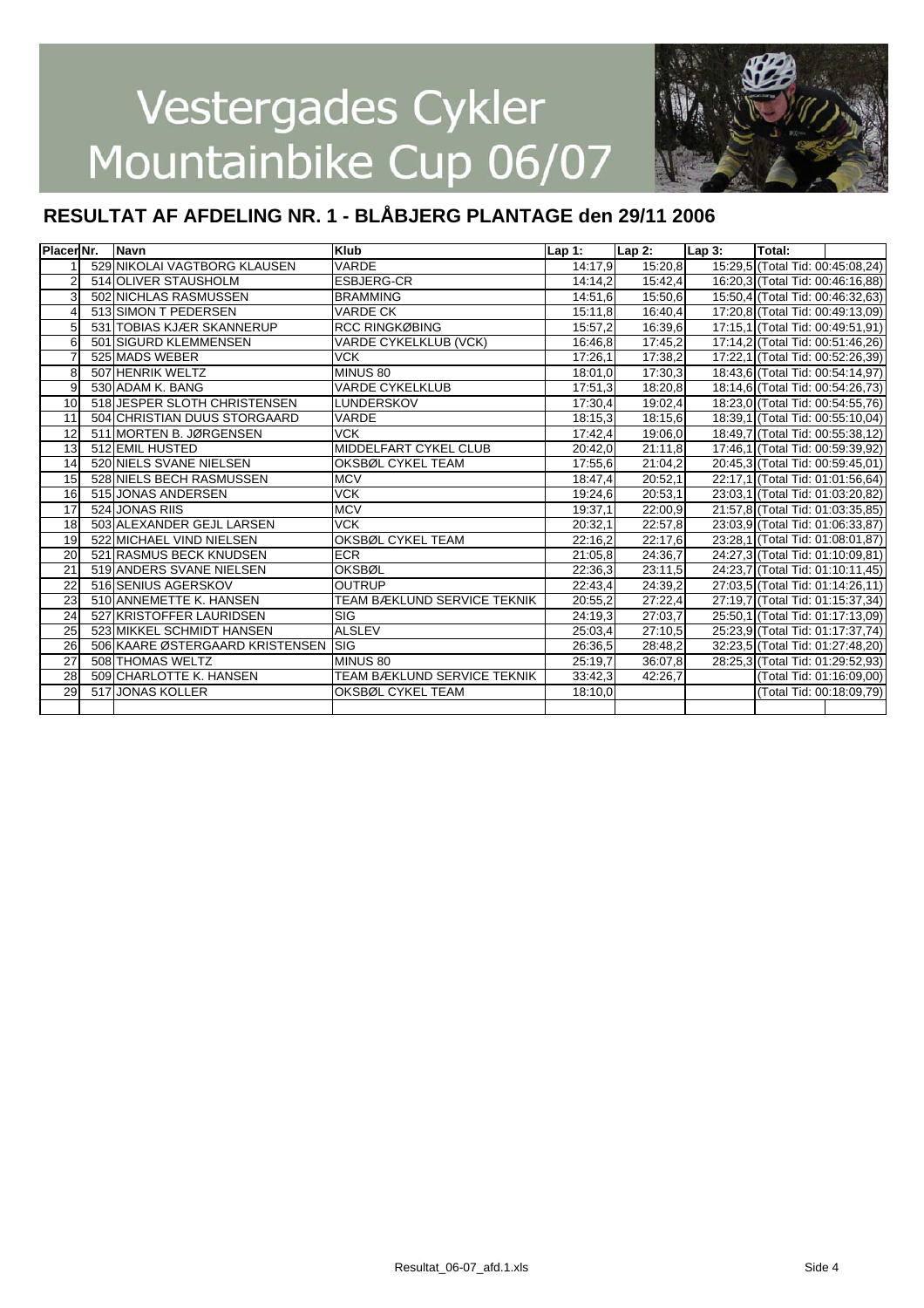# Vestergades Cykler Mountainbike Cup 06/07

## RESULTAT AF AFDELING NR. 1 - BLÅBJERG PLANTAGE den 29/11 2006

| Placer | Nr. | Navn | Klub | Lap 1: | Lap 2: | Lap 3: | Total: |
|---|---|---|---|---|---|---|---|
| 1 | 529 | NIKOLAI VAGTBORG KLAUSEN | VARDE | 14:17,9 | 15:20,8 | 15:29,5 | (Total Tid: 00:45:08,24) |
| 2 | 514 | OLIVER STAUSHOLM | ESBJERG-CR | 14:14,2 | 15:42,4 | 16:20,3 | (Total Tid: 00:46:16,88) |
| 3 | 502 | NICHLAS RASMUSSEN | BRAMMING | 14:51,6 | 15:50,6 | 15:50,4 | (Total Tid: 00:46:32,63) |
| 4 | 513 | SIMON T PEDERSEN | VARDE CK | 15:11,8 | 16:40,4 | 17:20,8 | (Total Tid: 00:49:13,09) |
| 5 | 531 | TOBIAS KJÆR SKANNERUP | RCC RINGKØBING | 15:57,2 | 16:39,6 | 17:15,1 | (Total Tid: 00:49:51,91) |
| 6 | 501 | SIGURD KLEMMENSEN | VARDE CYKELKLUB (VCK) | 16:46,8 | 17:45,2 | 17:14,2 | (Total Tid: 00:51:46,26) |
| 7 | 525 | MADS WEBER | VCK | 17:26,1 | 17:38,2 | 17:22,1 | (Total Tid: 00:52:26,39) |
| 8 | 507 | HENRIK WELTZ | MINUS 80 | 18:01,0 | 17:30,3 | 18:43,6 | (Total Tid: 00:54:14,97) |
| 9 | 530 | ADAM K. BANG | VARDE CYKELKLUB | 17:51,3 | 18:20,8 | 18:14,6 | (Total Tid: 00:54:26,73) |
| 10 | 518 | JESPER SLOTH CHRISTENSEN | LUNDERSKOV | 17:30,4 | 19:02,4 | 18:23,0 | (Total Tid: 00:54:55,76) |
| 11 | 504 | CHRISTIAN DUUS STORGAARD | VARDE | 18:15,3 | 18:15,6 | 18:39,1 | (Total Tid: 00:55:10,04) |
| 12 | 511 | MORTEN B. JØRGENSEN | VCK | 17:42,4 | 19:06,0 | 18:49,7 | (Total Tid: 00:55:38,12) |
| 13 | 512 | EMIL HUSTED | MIDDELFART CYKEL CLUB | 20:42,0 | 21:11,8 | 17:46,1 | (Total Tid: 00:59:39,92) |
| 14 | 520 | NIELS SVANE NIELSEN | OKSBØL CYKEL TEAM | 17:55,6 | 21:04,2 | 20:45,3 | (Total Tid: 00:59:45,01) |
| 15 | 528 | NIELS BECH RASMUSSEN | MCV | 18:47,4 | 20:52,1 | 22:17,1 | (Total Tid: 01:01:56,64) |
| 16 | 515 | JONAS ANDERSEN | VCK | 19:24,6 | 20:53,1 | 23:03,1 | (Total Tid: 01:03:20,82) |
| 17 | 524 | JONAS RIIS | MCV | 19:37,1 | 22:00,9 | 21:57,8 | (Total Tid: 01:03:35,85) |
| 18 | 503 | ALEXANDER GEJL LARSEN | VCK | 20:32,1 | 22:57,8 | 23:03,9 | (Total Tid: 01:06:33,87) |
| 19 | 522 | MICHAEL VIND NIELSEN | OKSBØL CYKEL TEAM | 22:16,2 | 22:17,6 | 23:28,1 | (Total Tid: 01:08:01,87) |
| 20 | 521 | RASMUS BECK KNUDSEN | ECR | 21:05,8 | 24:36,7 | 24:27,3 | (Total Tid: 01:10:09,81) |
| 21 | 519 | ANDERS SVANE NIELSEN | OKSBØL | 22:36,3 | 23:11,5 | 24:23,7 | (Total Tid: 01:10:11,45) |
| 22 | 516 | SENIUS AGERSKOV | OUTRUP | 22:43,4 | 24:39,2 | 27:03,5 | (Total Tid: 01:14:26,11) |
| 23 | 510 | ANNEMETTE K. HANSEN | TEAM BÆKLUND SERVICE TEKNIK | 20:55,2 | 27:22,4 | 27:19,7 | (Total Tid: 01:15:37,34) |
| 24 | 527 | KRISTOFFER LAURIDSEN | SIG | 24:19,3 | 27:03,7 | 25:50,1 | (Total Tid: 01:17:13,09) |
| 25 | 523 | MIKKEL SCHMIDT HANSEN | ALSLEV | 25:03,4 | 27:10,5 | 25:23,9 | (Total Tid: 01:17:37,74) |
| 26 | 506 | KAARE ØSTERGAARD KRISTENSEN | SIG | 26:36,5 | 28:48,2 | 32:23,5 | (Total Tid: 01:27:48,20) |
| 27 | 508 | THOMAS WELTZ | MINUS 80 | 25:19,7 | 36:07,8 | 28:25,3 | (Total Tid: 01:29:52,93) |
| 28 | 509 | CHARLOTTE K. HANSEN | TEAM BÆKLUND SERVICE TEKNIK | 33:42,3 | 42:26,7 | | (Total Tid: 01:16:09,00) |
| 29 | 517 | JONAS KOLLER | OKSBØL CYKEL TEAM | 18:10,0 | | | (Total Tid: 00:18:09,79) |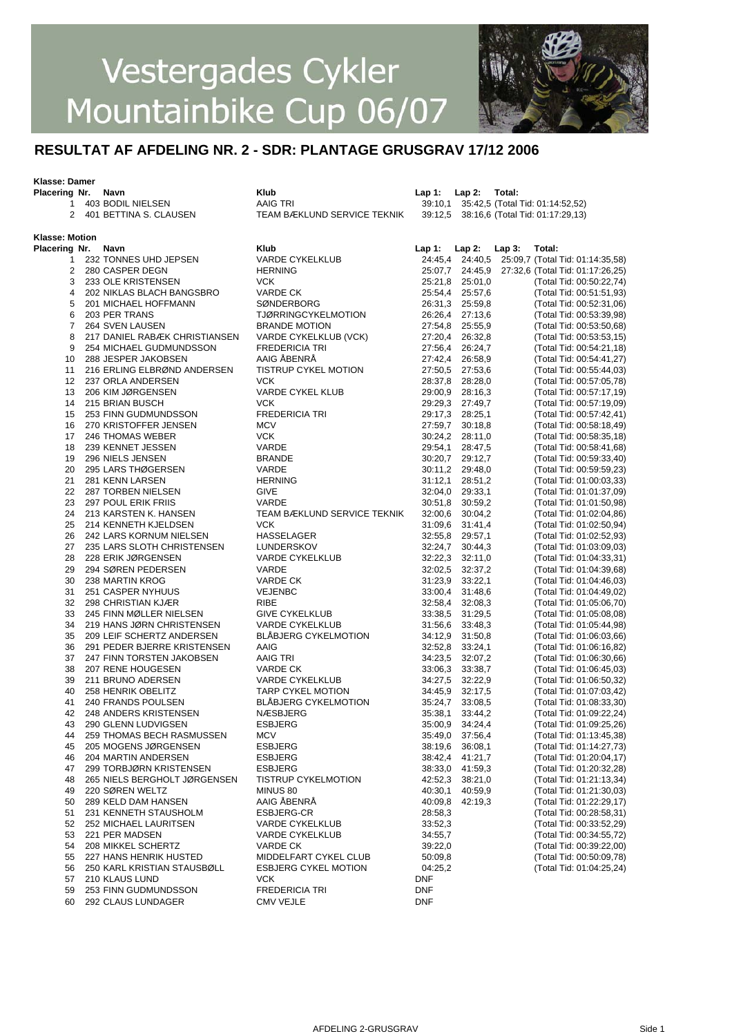# Vestergades Cykler Mountainbike Cup 06/07

## RESULTAT AF AFDELING NR. 2 - SDR: PLANTAGE GRUSGRAV 17/12 2006

**Klasse: Damer**

| Placering | Nr. | Navn | Klub | Lap 1: | Lap 2: | Total: |
|---|---|---|---|---|---|---|
| 1 | 403 | BODIL NIELSEN | AAIG TRI | 39:10,1 | 35:42,5 | (Total Tid: 01:14:52,52) |
| 2 | 401 | BETTINA S. CLAUSEN | TEAM BÆKLUND SERVICE TEKNIK | 39:12,5 | 38:16,6 | (Total Tid: 01:17:29,13) |

**Klasse: Motion**

| Placering | Nr. | Navn | Klub | Lap 1: | Lap 2: | Lap 3: | Total: |
|---|---|---|---|---|---|---|---|
| 1 | 232 | TONNES UHD JEPSEN | VARDE CYKELKLUB | 24:45,4 | 24:40,5 | 25:09,7 | (Total Tid: 01:14:35,58) |
| 2 | 280 | CASPER DEGN | HERNING | 25:07,7 | 24:45,9 | 27:32,6 | (Total Tid: 01:17:26,25) |
| 3 | 233 | OLE KRISTENSEN | VCK | 25:21,8 | 25:01,0 | | (Total Tid: 00:50:22,74) |
| 4 | 202 | NIKLAS BLACH BANGSBRO | VARDE CK | 25:54,4 | 25:57,6 | | (Total Tid: 00:51:51,93) |
| 5 | 201 | MICHAEL HOFFMANN | SØNDERBORG | 26:31,3 | 25:59,8 | | (Total Tid: 00:52:31,06) |
| 6 | 203 | PER TRANS | TJØRRINGCYKELMOTION | 26:26,4 | 27:13,6 | | (Total Tid: 00:53:39,98) |
| 7 | 264 | SVEN LAUSEN | BRANDE MOTION | 27:54,8 | 25:55,9 | | (Total Tid: 00:53:50,68) |
| 8 | 217 | DANIEL RABÆK CHRISTIANSEN | VARDE CYKELKLUB (VCK) | 27:20,4 | 26:32,8 | | (Total Tid: 00:53:53,15) |
| 9 | 254 | MICHAEL GUDMUNDSSON | FREDERICIA TRI | 27:56,4 | 26:24,7 | | (Total Tid: 00:54:21,18) |
| 10 | 288 | JESPER JAKOBSEN | AAIG ÅBENRÅ | 27:42,4 | 26:58,9 | | (Total Tid: 00:54:41,27) |
| 11 | 216 | ERLING ELBRØND ANDERSEN | TISTRUP CYKEL MOTION | 27:50,5 | 27:53,6 | | (Total Tid: 00:55:44,03) |
| 12 | 237 | ORLA ANDERSEN | VCK | 28:37,8 | 28:28,0 | | (Total Tid: 00:57:05,78) |
| 13 | 206 | KIM JØRGENSEN | VARDE CYKEL KLUB | 29:00,9 | 28:16,3 | | (Total Tid: 00:57:17,19) |
| 14 | 215 | BRIAN BUSCH | VCK | 29:29,3 | 27:49,7 | | (Total Tid: 00:57:19,09) |
| 15 | 253 | FINN GUDMUNDSSON | FREDERICIA TRI | 29:17,3 | 28:25,1 | | (Total Tid: 00:57:42,41) |
| 16 | 270 | KRISTOFFER JENSEN | MCV | 27:59,7 | 30:18,8 | | (Total Tid: 00:58:18,49) |
| 17 | 246 | THOMAS WEBER | VCK | 30:24,2 | 28:11,0 | | (Total Tid: 00:58:35,18) |
| 18 | 239 | KENNET JESSEN | VARDE | 29:54,1 | 28:47,5 | | (Total Tid: 00:58:41,68) |
| 19 | 296 | NIELS JENSEN | BRANDE | 30:20,7 | 29:12,7 | | (Total Tid: 00:59:33,40) |
| 20 | 295 | LARS THØGERSEN | VARDE | 30:11,2 | 29:48,0 | | (Total Tid: 00:59:59,23) |
| 21 | 281 | KENN LARSEN | HERNING | 31:12,1 | 28:51,2 | | (Total Tid: 01:00:03,33) |
| 22 | 287 | TORBEN NIELSEN | GIVE | 32:04,0 | 29:33,1 | | (Total Tid: 01:01:37,09) |
| 23 | 297 | POUL ERIK FRIIS | VARDE | 30:51,8 | 30:59,2 | | (Total Tid: 01:01:50,98) |
| 24 | 213 | KARSTEN K. HANSEN | TEAM BÆKLUND SERVICE TEKNIK | 32:00,6 | 30:04,2 | | (Total Tid: 01:02:04,86) |
| 25 | 214 | KENNETH KJELDSEN | VCK | 31:09,6 | 31:41,4 | | (Total Tid: 01:02:50,94) |
| 26 | 242 | LARS KORNUM NIELSEN | HASSELAGER | 32:55,8 | 29:57,1 | | (Total Tid: 01:02:52,93) |
| 27 | 235 | LARS SLOTH CHRISTENSEN | LUNDERSKOV | 32:24,7 | 30:44,3 | | (Total Tid: 01:03:09,03) |
| 28 | 228 | ERIK JØRGENSEN | VARDE CYKELKLUB | 32:22,3 | 32:11,0 | | (Total Tid: 01:04:33,31) |
| 29 | 294 | SØREN PEDERSEN | VARDE | 32:02,5 | 32:37,2 | | (Total Tid: 01:04:39,68) |
| 30 | 238 | MARTIN KROG | VARDE CK | 31:23,9 | 33:22,1 | | (Total Tid: 01:04:46,03) |
| 31 | 251 | CASPER NYHUUS | VEJENBC | 33:00,4 | 31:48,6 | | (Total Tid: 01:04:49,02) |
| 32 | 298 | CHRISTIAN KJÆR | RIBE | 32:58,4 | 32:08,3 | | (Total Tid: 01:05:06,70) |
| 33 | 245 | FINN MØLLER NIELSEN | GIVE CYKELKLUB | 33:38,5 | 31:29,5 | | (Total Tid: 01:05:08,08) |
| 34 | 219 | HANS JØRN CHRISTENSEN | VARDE CYKELKLUB | 31:56,6 | 33:48,3 | | (Total Tid: 01:05:44,98) |
| 35 | 209 | LEIF SCHERTZ ANDERSEN | BLÅBJERG CYKELMOTION | 34:12,9 | 31:50,8 | | (Total Tid: 01:06:03,66) |
| 36 | 291 | PEDER BJERRE KRISTENSEN | AAIG | 32:52,8 | 33:24,1 | | (Total Tid: 01:06:16,82) |
| 37 | 247 | FINN TORSTEN JAKOBSEN | AAIG TRI | 34:23,5 | 32:07,2 | | (Total Tid: 01:06:30,66) |
| 38 | 207 | RENE HOUGESEN | VARDE CK | 33:06,3 | 33:38,7 | | (Total Tid: 01:06:45,03) |
| 39 | 211 | BRUNO ADERSEN | VARDE CYKELKLUB | 34:27,5 | 32:22,9 | | (Total Tid: 01:06:50,32) |
| 40 | 258 | HENRIK OBELITZ | TARP CYKEL MOTION | 34:45,9 | 32:17,5 | | (Total Tid: 01:07:03,42) |
| 41 | 240 | FRANDS POULSEN | BLÅBJERG CYKELMOTION | 35:24,7 | 33:08,5 | | (Total Tid: 01:08:33,30) |
| 42 | 248 | ANDERS KRISTENSEN | NÆSBJERG | 35:38,1 | 33:44,2 | | (Total Tid: 01:09:22,24) |
| 43 | 290 | GLENN LUDVIGSEN | ESBJERG | 35:00,9 | 34:24,4 | | (Total Tid: 01:09:25,26) |
| 44 | 259 | THOMAS BECH RASMUSSEN | MCV | 35:49,0 | 37:56,4 | | (Total Tid: 01:13:45,38) |
| 45 | 205 | MOGENS JØRGENSEN | ESBJERG | 38:19,6 | 36:08,1 | | (Total Tid: 01:14:27,73) |
| 46 | 204 | MARTIN ANDERSEN | ESBJERG | 38:42,4 | 41:21,7 | | (Total Tid: 01:20:04,17) |
| 47 | 299 | TORBJØRN KRISTENSEN | ESBJERG | 38:33,0 | 41:59,3 | | (Total Tid: 01:20:32,28) |
| 48 | 265 | NIELS BERGHOLT JØRGENSEN | TISTRUP CYKELMOTION | 42:52,3 | 38:21,0 | | (Total Tid: 01:21:13,34) |
| 49 | 220 | SØREN WELTZ | MINUS 80 | 40:30,1 | 40:59,9 | | (Total Tid: 01:21:30,03) |
| 50 | 289 | KELD DAM HANSEN | AAIG ÅBENRÅ | 40:09,8 | 42:19,3 | | (Total Tid: 01:22:29,17) |
| 51 | 231 | KENNETH STAUSHOLM | ESBJERG-CR | 28:58,3 | | | (Total Tid: 00:28:58,31) |
| 52 | 252 | MICHAEL LAURITSEN | VARDE CYKELKLUB | 33:52,3 | | | (Total Tid: 00:33:52,29) |
| 53 | 221 | PER MADSEN | VARDE CYKELKLUB | 34:55,7 | | | (Total Tid: 00:34:55,72) |
| 54 | 208 | MIKKEL SCHERTZ | VARDE CK | 39:22,0 | | | (Total Tid: 00:39:22,00) |
| 55 | 227 | HANS HENRIK HUSTED | MIDDELFART CYKEL CLUB | 50:09,8 | | | (Total Tid: 00:50:09,78) |
| 56 | 250 | KARL KRISTIAN STAUSBØLL | ESBJERG CYKEL MOTION | 04:25,2 | | | (Total Tid: 01:04:25,24) |
| 57 | 210 | KLAUS LUND | VCK | DNF | | | |
| 59 | 253 | FINN GUDMUNDSSON | FREDERICIA TRI | DNF | | | |
| 60 | 292 | CLAUS LUNDAGER | CMV VEJLE | DNF | | | |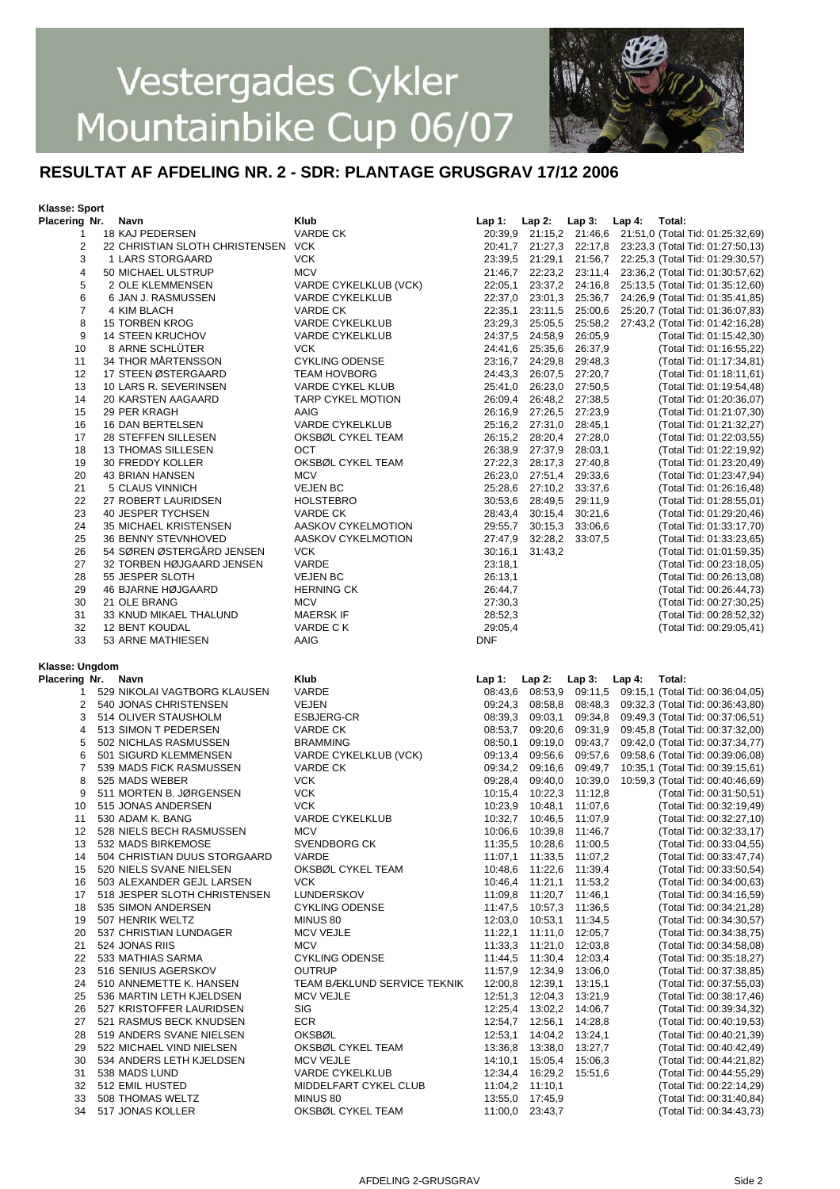# Vestergades Cykler Mountainbike Cup 06/07

## RESULTAT AF AFDELING NR. 2 - SDR: PLANTAGE GRUSGRAV 17/12 2006

**Klasse: Sport**

| Placering | Nr. | Navn | Klub | Lap 1: | Lap 2: | Lap 3: | Lap 4: | Total: |
|---|---|---|---|---|---|---|---|---|
| 1 | 18 | KAJ PEDERSEN | VARDE CK | 20:39,9 | 21:15,2 | 21:46,6 | 21:51,0 | (Total Tid: 01:25:32,69) |
| 2 | 22 | CHRISTIAN SLOTH CHRISTENSEN | VCK | 20:41,7 | 21:27,3 | 22:17,8 | 23:23,3 | (Total Tid: 01:27:50,13) |
| 3 | 1 | LARS STORGAARD | VCK | 23:39,5 | 21:29,1 | 21:56,7 | 22:25,3 | (Total Tid: 01:29:30,57) |
| 4 | 50 | MICHAEL ULSTRUP | MCV | 21:46,7 | 22:23,2 | 23:11,4 | 23:36,2 | (Total Tid: 01:30:57,62) |
| 5 | 2 | OLE KLEMMENSEN | VARDE CYKELKLUB (VCK) | 22:05,1 | 23:37,2 | 24:16,8 | 25:13,5 | (Total Tid: 01:35:12,60) |
| 6 | 6 | JAN J. RASMUSSEN | VARDE CYKELKLUB | 22:37,0 | 23:01,3 | 25:36,7 | 24:26,9 | (Total Tid: 01:35:41,85) |
| 7 | 4 | KIM BLACH | VARDE CK | 22:35,1 | 23:11,5 | 25:00,6 | 25:20,7 | (Total Tid: 01:36:07,83) |
| 8 | 15 | TORBEN KROG | VARDE CYKELKLUB | 23:29,3 | 25:05,5 | 25:58,2 | 27:43,2 | (Total Tid: 01:42:16,28) |
| 9 | 14 | STEEN KRUCHOV | VARDE CYKELKLUB | 24:37,5 | 24:58,9 | 26:05,9 | | (Total Tid: 01:15:42,30) |
| 10 | 8 | ARNE SCHLÜTER | VCK | 24:41,6 | 25:35,6 | 26:37,9 | | (Total Tid: 01:16:55,22) |
| 11 | 34 | THOR MÅRTENSSON | CYKLING ODENSE | 23:16,7 | 24:29,8 | 29:48,3 | | (Total Tid: 01:17:34,81) |
| 12 | 17 | STEEN ØSTERGAARD | TEAM HOVBORG | 24:43,3 | 26:07,5 | 27:20,7 | | (Total Tid: 01:18:11,61) |
| 13 | 10 | LARS R. SEVERINSEN | VARDE CYKEL KLUB | 25:41,0 | 26:23,0 | 27:50,5 | | (Total Tid: 01:19:54,48) |
| 14 | 20 | KARSTEN AAGAARD | TARP CYKEL MOTION | 26:09,4 | 26:48,2 | 27:38,5 | | (Total Tid: 01:20:36,07) |
| 15 | 29 | PER KRAGH | AAIG | 26:16,9 | 27:26,5 | 27:23,9 | | (Total Tid: 01:21:07,30) |
| 16 | 16 | DAN BERTELSEN | VARDE CYKELKLUB | 25:16,2 | 27:31,0 | 28:45,1 | | (Total Tid: 01:21:32,27) |
| 17 | 28 | STEFFEN SILLESEN | OKSBØL CYKEL TEAM | 26:15,2 | 28:20,4 | 27:28,0 | | (Total Tid: 01:22:03,55) |
| 18 | 13 | THOMAS SILLESEN | OCT | 26:38,9 | 27:37,9 | 28:03,1 | | (Total Tid: 01:22:19,92) |
| 19 | 30 | FREDDY KOLLER | OKSBØL CYKEL TEAM | 27:22,3 | 28:17,3 | 27:40,8 | | (Total Tid: 01:23:20,49) |
| 20 | 43 | BRIAN HANSEN | MCV | 26:23,0 | 27:51,4 | 29:33,6 | | (Total Tid: 01:23:47,94) |
| 21 | 5 | CLAUS VINNICH | VEJEN BC | 25:28,6 | 27:10,2 | 33:37,6 | | (Total Tid: 01:26:16,48) |
| 22 | 27 | ROBERT LAURIDSEN | HOLSTEBRO | 30:53,6 | 28:49,5 | 29:11,9 | | (Total Tid: 01:28:55,01) |
| 23 | 40 | JESPER TYCHSEN | VARDE CK | 28:43,4 | 30:15,4 | 30:21,6 | | (Total Tid: 01:29:20,46) |
| 24 | 35 | MICHAEL KRISTENSEN | AASKOV CYKELMOTION | 29:55,7 | 30:15,3 | 33:06,6 | | (Total Tid: 01:33:17,70) |
| 25 | 36 | BENNY STEVNHOVED | AASKOV CYKELMOTION | 27:47,9 | 32:28,2 | 33:07,5 | | (Total Tid: 01:33:23,65) |
| 26 | 54 | SØREN ØSTERGÅRD JENSEN | VCK | 30:16,1 | 31:43,2 | | | (Total Tid: 01:01:59,35) |
| 27 | 32 | TORBEN HØJGAARD JENSEN | VARDE | 23:18,1 | | | | (Total Tid: 00:23:18,05) |
| 28 | 55 | JESPER SLOTH | VEJEN BC | 26:13,1 | | | | (Total Tid: 00:26:13,08) |
| 29 | 46 | BJARNE HØJGAARD | HERNING CK | 26:44,7 | | | | (Total Tid: 00:26:44,73) |
| 30 | 21 | OLE BRANG | MCV | 27:30,3 | | | | (Total Tid: 00:27:30,25) |
| 31 | 33 | KNUD MIKAEL THALUND | MAERSK IF | 28:52,3 | | | | (Total Tid: 00:28:52,32) |
| 32 | 12 | BENT KOUDAL | VARDE C K | 29:05,4 | | | | (Total Tid: 00:29:05,41) |
| 33 | 53 | ARNE MATHIESEN | AAIG | DNF | | | | |

**Klasse: Ungdom**

| Placering | Nr. | Navn | Klub | Lap 1: | Lap 2: | Lap 3: | Lap 4: | Total: |
|---|---|---|---|---|---|---|---|---|
| 1 | 529 | NIKOLAI VAGTBORG KLAUSEN | VARDE | 08:43,6 | 08:53,9 | 09:11,5 | 09:15,1 | (Total Tid: 00:36:04,05) |
| 2 | 540 | JONAS CHRISTENSEN | VEJEN | 09:24,3 | 08:58,8 | 08:48,3 | 09:32,3 | (Total Tid: 00:36:43,80) |
| 3 | 514 | OLIVER STAUSHOLM | ESBJERG-CR | 08:39,3 | 09:03,1 | 09:34,8 | 09:49,3 | (Total Tid: 00:37:06,51) |
| 4 | 513 | SIMON T PEDERSEN | VARDE CK | 08:53,7 | 09:20,6 | 09:31,9 | 09:45,8 | (Total Tid: 00:37:32,00) |
| 5 | 502 | NICHLAS RASMUSSEN | BRAMMING | 08:50,1 | 09:19,0 | 09:43,7 | 09:42,0 | (Total Tid: 00:37:34,77) |
| 6 | 501 | SIGURD KLEMMENSEN | VARDE CYKELKLUB (VCK) | 09:13,4 | 09:56,6 | 09:57,6 | 09:58,6 | (Total Tid: 00:39:06,08) |
| 7 | 539 | MADS FICK RASMUSSEN | VARDE CK | 09:34,2 | 09:16,6 | 09:49,7 | 10:35,1 | (Total Tid: 00:39:15,61) |
| 8 | 525 | MADS WEBER | VCK | 09:28,4 | 09:40,0 | 10:39,0 | 10:59,3 | (Total Tid: 00:40:46,69) |
| 9 | 511 | MORTEN B. JØRGENSEN | VCK | 10:15,4 | 10:22,3 | 11:12,8 | | (Total Tid: 00:31:50,51) |
| 10 | 515 | JONAS ANDERSEN | VCK | 10:23,9 | 10:48,1 | 11:07,6 | | (Total Tid: 00:32:19,49) |
| 11 | 530 | ADAM K. BANG | VARDE CYKELKLUB | 10:32,7 | 10:46,5 | 11:07,9 | | (Total Tid: 00:32:27,10) |
| 12 | 528 | NIELS BECH RASMUSSEN | MCV | 10:06,6 | 10:39,8 | 11:46,7 | | (Total Tid: 00:32:33,17) |
| 13 | 532 | MADS BIRKEMOSE | SVENDBORG CK | 11:35,5 | 10:28,6 | 11:00,5 | | (Total Tid: 00:33:04,55) |
| 14 | 504 | CHRISTIAN DUUS STORGAARD | VARDE | 11:07,1 | 11:33,5 | 11:07,2 | | (Total Tid: 00:33:47,74) |
| 15 | 520 | NIELS SVANE NIELSEN | OKSBØL CYKEL TEAM | 10:48,6 | 11:22,6 | 11:39,4 | | (Total Tid: 00:33:50,54) |
| 16 | 503 | ALEXANDER GEJL LARSEN | VCK | 10:46,4 | 11:21,1 | 11:53,2 | | (Total Tid: 00:34:00,63) |
| 17 | 518 | JESPER SLOTH CHRISTENSEN | LUNDERSKOV | 11:09,8 | 11:20,7 | 11:46,1 | | (Total Tid: 00:34:16,59) |
| 18 | 535 | SIMON ANDERSEN | CYKLING ODENSE | 11:47,5 | 10:57,3 | 11:36,5 | | (Total Tid: 00:34:21,28) |
| 19 | 507 | HENRIK WELTZ | MINUS 80 | 12:03,0 | 10:53,1 | 11:34,5 | | (Total Tid: 00:34:30,57) |
| 20 | 537 | CHRISTIAN LUNDAGER | MCV VEJLE | 11:22,1 | 11:11,0 | 12:05,7 | | (Total Tid: 00:34:38,75) |
| 21 | 524 | JONAS RIIS | MCV | 11:33,3 | 11:21,0 | 12:03,8 | | (Total Tid: 00:34:58,08) |
| 22 | 533 | MATHIAS SARMA | CYKLING ODENSE | 11:44,5 | 11:30,4 | 12:03,4 | | (Total Tid: 00:35:18,27) |
| 23 | 516 | SENIUS AGERSKOV | OUTRUP | 11:57,9 | 12:34,9 | 13:06,0 | | (Total Tid: 00:37:38,85) |
| 24 | 510 | ANNEMETTE K. HANSEN | TEAM BÆKLUND SERVICE TEKNIK | 12:00,8 | 12:39,1 | 13:15,1 | | (Total Tid: 00:37:55,03) |
| 25 | 536 | MARTIN LETH KJELDSEN | MCV VEJLE | 12:51,3 | 12:04,3 | 13:21,9 | | (Total Tid: 00:38:17,46) |
| 26 | 527 | KRISTOFFER LAURIDSEN | SIG | 12:25,4 | 13:02,2 | 14:06,7 | | (Total Tid: 00:39:34,32) |
| 27 | 521 | RASMUS BECK KNUDSEN | ECR | 12:54,7 | 12:56,1 | 14:28,8 | | (Total Tid: 00:40:19,53) |
| 28 | 519 | ANDERS SVANE NIELSEN | OKSBØL | 12:53,1 | 14:04,2 | 13:24,1 | | (Total Tid: 00:40:21,39) |
| 29 | 522 | MICHAEL VIND NIELSEN | OKSBØL CYKEL TEAM | 13:36,8 | 13:38,0 | 13:27,7 | | (Total Tid: 00:40:42,49) |
| 30 | 534 | ANDERS LETH KJELDSEN | MCV VEJLE | 14:10,1 | 15:05,4 | 15:06,3 | | (Total Tid: 00:44:21,82) |
| 31 | 538 | MADS LUND | VARDE CYKELKLUB | 12:34,4 | 16:29,2 | 15:51,6 | | (Total Tid: 00:44:55,29) |
| 32 | 512 | EMIL HUSTED | MIDDELFART CYKEL CLUB | 11:04,2 | 11:10,1 | | | (Total Tid: 00:22:14,29) |
| 33 | 508 | THOMAS WELTZ | MINUS 80 | 13:55,0 | 17:45,9 | | | (Total Tid: 00:31:40,84) |
| 34 | 517 | JONAS KOLLER | OKSBØL CYKEL TEAM | 11:00,0 | 23:43,7 | | | (Total Tid: 00:34:43,73) |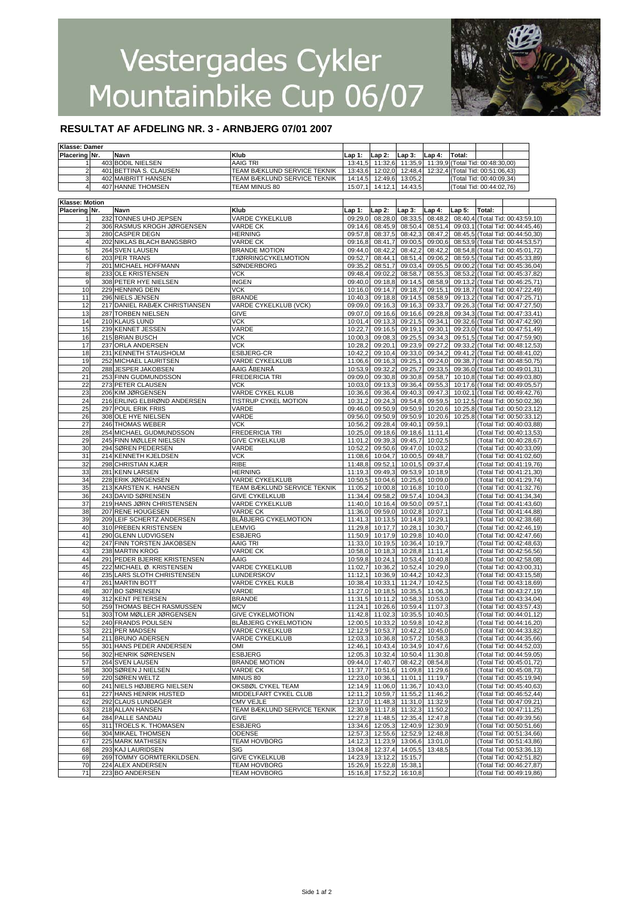# Vestergades Cykler Mountainbike Cup 06/07

## RESULTAT AF AFDELING NR. 3 - ARNBJERG 07/01 2007

**Klasse: Damer**

| Placering | Nr. | Navn | Klub | Lap 1: | Lap 2: | Lap 3: | Lap 4: | Total: |
|---|---|---|---|---|---|---|---|---|
| 1 | 403 | BODIL NIELSEN | AAIG TRI | 13:41,5 | 11:32,6 | 11:35,9 | 11:39,9 | (Total Tid: 00:48:30,00) |
| 2 | 401 | BETTINA S. CLAUSEN | TEAM BÆKLUND SERVICE TEKNIK | 13:43,6 | 12:02,0 | 12:48,4 | 12:32,4 | (Total Tid: 00:51:06,43) |
| 3 | 402 | MAIBRITT HANSEN | TEAM BÆKLUND SERVICE TEKNIK | 14:14,5 | 12:49,6 | 13:05,2 | | (Total Tid: 00:40:09,34) |
| 4 | 407 | HANNE THOMSEN | TEAM MINUS 80 | 15:07,1 | 14:12,1 | 14:43,5 | | (Total Tid: 00:44:02,76) |

**Klasse: Motion**

| Placering | Nr. | Navn | Klub | Lap 1: | Lap 2: | Lap 3: | Lap 4: | Lap 5: | Total: |
|---|---|---|---|---|---|---|---|---|---|
| 1 | 232 | TONNES UHD JEPSEN | VARDE CYKELKLUB | 09:29,0 | 08:28,0 | 08:33,5 | 08:48,2 | 08:40,4 | (Total Tid: 00:43:59,10) |
| 2 | 306 | RASMUS KROGH JØRGENSEN | VARDE CK | 09:14,6 | 08:45,9 | 08:50,4 | 08:51,4 | 09:03,1 | (Total Tid: 00:44:45,46) |
| 3 | 280 | CASPER DEGN | HERNING | 09:57,8 | 08:37,5 | 08:42,3 | 08:47,2 | 08:45,5 | (Total Tid: 00:44:50,30) |
| 4 | 202 | NIKLAS BLACH BANGSBRO | VARDE CK | 09:16,8 | 08:41,7 | 09:00,5 | 09:00,6 | 08:53,9 | (Total Tid: 00:44:53,57) |
| 5 | 264 | SVEN LAUSEN | BRANDE MOTION | 09:44,0 | 08:42,2 | 08:42,2 | 08:42,2 | 08:54,8 | (Total Tid: 00:45:01,72) |
| 6 | 203 | PER TRANS | TJØRRINGCYKELMOTION | 09:52,7 | 08:44,1 | 08:51,4 | 09:06,2 | 08:59,5 | (Total Tid: 00:45:33,89) |
| 7 | 201 | MICHAEL HOFFMANN | SØNDERBORG | 09:35,2 | 08:51,7 | 09:03,4 | 09:05,5 | 09:00,2 | (Total Tid: 00:45:36,04) |
| 8 | 233 | OLE KRISTENSEN | VCK | 09:48,4 | 09:02,2 | 08:58,7 | 08:55,3 | 08:53,2 | (Total Tid: 00:45:37,82) |
| 9 | 308 | PETER HYE NIELSEN | INGEN | 09:40,0 | 09:18,8 | 09:14,5 | 08:58,9 | 09:13,2 | (Total Tid: 00:46:25,71) |
| 10 | 229 | HENNING DEIN | VCK | 10:16,0 | 09:14,7 | 09:18,7 | 09:15,1 | 09:18,7 | (Total Tid: 00:47:22,49) |
| 11 | 296 | NIELS JENSEN | BRANDE | 10:40,3 | 09:18,8 | 09:14,5 | 08:58,9 | 09:13,2 | (Total Tid: 00:47:25,71) |
| 12 | 217 | DANIEL RABÆK CHRISTIANSEN | VARDE CYKELKLUB (VCK) | 09:09,0 | 09:16,3 | 09:16,3 | 09:33,7 | 09:26,3 | (Total Tid: 00:47:27,50) |
| 13 | 287 | TORBEN NIELSEN | GIVE | 09:07,0 | 09:16,6 | 09:16,6 | 09:28,8 | 09:34,3 | (Total Tid: 00:47:33,41) |
| 14 | 210 | KLAUS LUND | VCK | 10:01,4 | 09:13,3 | 09:21,5 | 09:34,1 | 09:32,6 | (Total Tid: 00:47:42,90) |
| 15 | 239 | KENNET JESSEN | VARDE | 10:22,7 | 09:16,5 | 09:19,1 | 09:30,1 | 09:23,0 | (Total Tid: 00:47:51,49) |
| 16 | 215 | BRIAN BUSCH | VCK | 10:00,3 | 09:08,3 | 09:25,5 | 09:34,3 | 09:51,5 | (Total Tid: 00:47:59,90) |
| 17 | 237 | ORLA ANDERSEN | VCK | 10:28,2 | 09:20,1 | 09:23,9 | 09:27,2 | 09:33,2 | (Total Tid: 00:48:12,53) |
| 18 | 231 | KENNETH STAUSHOLM | ESBJERG-CR | 10:42,2 | 09:10,4 | 09:33,0 | 09:34,2 | 09:41,2 | (Total Tid: 00:48:41,02) |
| 19 | 252 | MICHAEL LAURITSEN | VARDE CYKELKLUB | 11:06,6 | 09:16,3 | 09:25,1 | 09:24,0 | 09:38,7 | (Total Tid: 00:48:50,75) |
| 20 | 288 | JESPER JAKOBSEN | AAIG ÅBENRÅ | 10:53,9 | 09:32,2 | 09:25,7 | 09:33,5 | 09:36,0 | (Total Tid: 00:49:01,31) |
| 21 | 253 | FINN GUDMUNDSSON | FREDERICIA TRI | 09:09,0 | 09:30,8 | 09:30,8 | 09:58,7 | 10:10,8 | (Total Tid: 00:49:03,80) |
| 22 | 273 | PETER CLAUSEN | VCK | 10:03,0 | 09:13,3 | 09:36,4 | 09:55,3 | 10:17,6 | (Total Tid: 00:49:05,57) |
| 23 | 206 | KIM JØRGENSEN | VARDE CYKEL KLUB | 10:36,6 | 09:36,4 | 09:40,3 | 09:47,3 | 10:02,1 | (Total Tid: 00:49:42,76) |
| 24 | 216 | ERLING ELBRØND ANDERSEN | TISTRUP CYKEL MOTION | 10:31,2 | 09:24,3 | 09:54,8 | 09:59,5 | 10:12,5 | (Total Tid: 00:50:02,36) |
| 25 | 297 | POUL ERIK FRIIS | VARDE | 09:46,0 | 09:50,9 | 09:50,9 | 10:20,6 | 10:25,8 | (Total Tid: 00:50:23,12) |
| 26 | 308 | OLE HYE NIELSEN | VARDE | 09:56,0 | 09:50,9 | 09:50,9 | 10:20,6 | 10:25,8 | (Total Tid: 00:50:33,12) |
| 27 | 246 | THOMAS WEBER | VCK | 10:56,2 | 09:28,4 | 09:40,1 | 09:59,1 | | (Total Tid: 00:40:03,88) |
| 28 | 254 | MICHAEL GUDMUNDSSON | FREDERICIA TRI | 10:25,0 | 09:18,6 | 09:18,6 | 11:11,4 | | (Total Tid: 00:40:13,53) |
| 29 | 245 | FINN MØLLER NIELSEN | GIVE CYKELKLUB | 11:01,2 | 09:39,3 | 09:45,7 | 10:02,5 | | (Total Tid: 00:40:28,67) |
| 30 | 294 | SØREN PEDERSEN | VARDE | 10:52,2 | 09:50,6 | 09:47,0 | 10:03,2 | | (Total Tid: 00:40:33,09) |
| 31 | 214 | KENNETH KJELDSEN | VCK | 11:08,6 | 10:04,7 | 10:00,5 | 09:48,7 | | (Total Tid: 00:41:02,60) |
| 32 | 298 | CHRISTIAN KJÆR | RIBE | 11:48,8 | 09:52,1 | 10:01,5 | 09:37,4 | | (Total Tid: 00:41:19,76) |
| 33 | 281 | KENN LARSEN | HERNING | 11:19,3 | 09:49,3 | 09:53,9 | 10:18,9 | | (Total Tid: 00:41:21,30) |
| 34 | 228 | ERIK JØRGENSEN | VARDE CYKELKLUB | 10:50,5 | 10:04,6 | 10:25,6 | 10:09,0 | | (Total Tid: 00:41:29,74) |
| 35 | 213 | KARSTEN K. HANSEN | TEAM BÆKLUND SERVICE TEKNIK | 11:05,2 | 10:00,8 | 10:16,8 | 10:10,0 | | (Total Tid: 00:41:32,76) |
| 36 | 243 | DAVID SØRENSEN | GIVE CYKELKLUB | 11:34,4 | 09:58,2 | 09:57,4 | 10:04,3 | | (Total Tid: 00:41:34,34) |
| 37 | 219 | HANS JØRN CHRISTENSEN | VARDE CYKELKLUB | 11:40,0 | 10:16,4 | 09:50,0 | 09:57,1 | | (Total Tid: 00:41:43,60) |
| 38 | 207 | RENE HOUGESEN | VARDE CK | 11:36,0 | 09:59,0 | 10:02,8 | 10:07,1 | | (Total Tid: 00:41:44,88) |
| 39 | 209 | LEIF SCHERTZ ANDERSEN | BLÅBJERG CYKELMOTION | 11:41,3 | 10:13,5 | 10:14,8 | 10:29,1 | | (Total Tid: 00:42:38,68) |
| 40 | 310 | PREBEN KRISTENSEN | LEMVIG | 11:29,8 | 10:17,7 | 10:28,1 | 10:30,7 | | (Total Tid: 00:42:46,19) |
| 41 | 290 | GLENN LUDVIGSEN | ESBJERG | 11:50,9 | 10:17,9 | 10:29,8 | 10:40,0 | | (Total Tid: 00:42:47,66) |
| 42 | 247 | FINN TORSTEN JAKOBSEN | AAIG TRI | 11:33,0 | 10:19,5 | 10:36,4 | 10:19,7 | | (Total Tid: 00:42:48,63) |
| 43 | 238 | MARTIN KROG | VARDE CK | 10:58,0 | 10:18,3 | 10:28,8 | 11:11,4 | | (Total Tid: 00:42:56,56) |
| 44 | 291 | PEDER BJERRE KRISTENSEN | AAIG | 10:59,8 | 10:24,1 | 10:53,4 | 10:40,8 | | (Total Tid: 00:42:58,08) |
| 45 | 222 | MICHAEL Ø. KRISTENSEN | VARDE CYKELKLUB | 11:02,7 | 10:36,2 | 10:52,4 | 10:29,0 | | (Total Tid: 00:43:00,31) |
| 46 | 235 | LARS SLOTH CHRISTENSEN | LUNDERSKOV | 11:12,1 | 10:36,9 | 10:44,2 | 10:42,3 | | (Total Tid: 00:43:15,58) |
| 47 | 261 | MARTIN BOTT | VARDE CYKEL KULB | 10:38,4 | 10:33,1 | 11:24,7 | 10:42,5 | | (Total Tid: 00:43:18,69) |
| 48 | 307 | BO SØRENSEN | VARDE | 11:27,0 | 10:18,5 | 10:35,5 | 11:06,3 | | (Total Tid: 00:43:27,19) |
| 49 | 312 | KENT PETERSEN | BRANDE | 11:31,5 | 10:11,2 | 10:58,3 | 10:53,0 | | (Total Tid: 00:43:34,04) |
| 50 | 259 | THOMAS BECH RASMUSSEN | MCV | 11:24,1 | 10:26,6 | 10:59,4 | 11:07,3 | | (Total Tid: 00:43:57,43) |
| 51 | 303 | TOM MØLLER JØRGENSEN | GIVE CYKELMOTION | 11:42,8 | 11:02,3 | 10:35,5 | 10:40,5 | | (Total Tid: 00:44:01,12) |
| 52 | 240 | FRANDS POULSEN | BLÅBJERG CYKELMOTION | 12:00,5 | 10:33,2 | 10:59,8 | 10:42,8 | | (Total Tid: 00:44:16,20) |
| 53 | 221 | PER MADSEN | VARDE CYKELKLUB | 12:12,9 | 10:53,7 | 10:42,2 | 10:45,0 | | (Total Tid: 00:44:33,82) |
| 54 | 211 | BRUNO ADERSEN | VARDE CYKELKLUB | 12:03,3 | 10:36,8 | 10:57,2 | 10:58,3 | | (Total Tid: 00:44:35,66) |
| 55 | 301 | HANS PEDER ANDERSEN | OMI | 12:46,1 | 10:43,4 | 10:34,9 | 10:47,6 | | (Total Tid: 00:44:52,03) |
| 56 | 302 | HENRIK SØRENSEN | ESBJERG | 12:05,3 | 10:32,4 | 10:50,4 | 11:30,8 | | (Total Tid: 00:44:59,05) |
| 57 | 264 | SVEN LAUSEN | BRANDE MOTION | 09:44,0 | 17:40,7 | 08:42,2 | 08:54,8 | | (Total Tid: 00:45:01,72) |
| 58 | 300 | SØREN J NIELSEN | VARDE CK | 11:37,7 | 10:51,6 | 11:09,8 | 11:29,6 | | (Total Tid: 00:45:08,73) |
| 59 | 220 | SØREN WELTZ | MINUS 80 | 12:23,0 | 10:36,1 | 11:01,1 | 11:19,7 | | (Total Tid: 00:45:19,94) |
| 60 | 241 | NIELS HØJBERG NIELSEN | OKSBØL CYKEL TEAM | 12:14,9 | 11:06,0 | 11:36,7 | 10:43,0 | | (Total Tid: 00:45:40,63) |
| 61 | 227 | HANS HENRIK HUSTED | MIDDELFART CYKEL CLUB | 12:11,2 | 10:59,7 | 11:55,2 | 11:46,2 | | (Total Tid: 00:46:52,44) |
| 62 | 292 | CLAUS LUNDAGER | CMV VEJLE | 12:17,0 | 11:48,3 | 11:31,0 | 11:32,9 | | (Total Tid: 00:47:09,21) |
| 63 | 218 | ALLAN HANSEN | TEAM BÆKLUND SERVICE TEKNIK | 12:30,9 | 11:17,8 | 11:32,3 | 11:50,2 | | (Total Tid: 00:47:11,25) |
| 64 | 284 | PALLE SANDAU | GIVE | 12:27,8 | 11:48,5 | 12:35,4 | 12:47,8 | | (Total Tid: 00:49:39,56) |
| 65 | 311 | TROELS K. THOMASEN | ESBJERG | 13:34,6 | 12:05,3 | 12:40,9 | 12:30,9 | | (Total Tid: 00:50:51,66) |
| 66 | 304 | MIKAEL THOMSEN | ODENSE | 12:57,3 | 12:55,6 | 12:52,9 | 12:48,8 | | (Total Tid: 00:51:34,66) |
| 67 | 225 | MARK MATHISEN | TEAM HOVBORG | 14:12,3 | 11:23,9 | 13:06,6 | 13:01,0 | | (Total Tid: 00:51:43,86) |
| 68 | 293 | KAJ LAURIDSEN | SIG | 13:04,8 | 12:37,4 | 14:05,5 | 13:48,5 | | (Total Tid: 00:53:36,13) |
| 69 | 269 | TOMMY GORMTERKILDSEN. | GIVE CYKELKLUB | 14:23,9 | 13:12,2 | 15:15,7 | | | (Total Tid: 00:42:51,82) |
| 70 | 224 | ALEX ANDERSEN | TEAM HOVBORG | 15:26,9 | 15:22,8 | 15:38,1 | | | (Total Tid: 00:46:27,87) |
| 71 | 223 | BO ANDERSEN | TEAM HOVBORG | 15:16,8 | 17:52,2 | 16:10,8 | | | (Total Tid: 00:49:19,86) |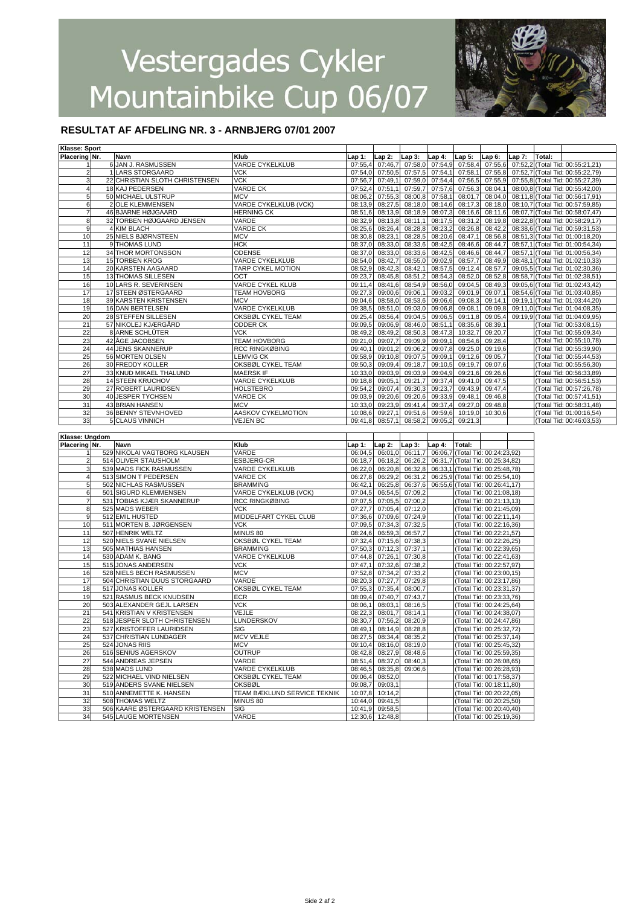# Vestergades Cykler Mountainbike Cup 06/07

## RESULTAT AF AFDELING NR. 3 - ARNBJERG 07/01 2007

| Klasse: Sport | | | | | | | | | | | |
|---|---|---|---|---|---|---|---|---|---|---|---|
| Placering | Nr. | Navn | Klub | Lap 1: | Lap 2: | Lap 3: | Lap 4: | Lap 5: | Lap 6: | Lap 7: | Total: |
| 1 | 6 | JAN J. RASMUSSEN | VARDE CYKELKLUB | 07:55,4 | 07:46,7 | 07:58,0 | 07:54,9 | 07:58,4 | 07:55,6 | 07:52,2 | (Total Tid: 00:55:21,21) |
| 2 | 1 | LARS STORGAARD | VCK | 07:54,0 | 07:50,5 | 07:57,5 | 07:54,1 | 07:58,1 | 07:55,8 | 07:52,7 | (Total Tid: 00:55:22,79) |
| 3 | 22 | CHRISTIAN SLOTH CHRISTENSEN | VCK | 07:56,7 | 07:49,1 | 07:59,0 | 07:54,4 | 07:56,5 | 07:55,9 | 07:55,8 | (Total Tid: 00:55:27,39) |
| 4 | 18 | KAJ PEDERSEN | VARDE CK | 07:52,4 | 07:51,1 | 07:59,7 | 07:57,6 | 07:56,3 | 08:04,1 | 08:00,8 | (Total Tid: 00:55:42,00) |
| 5 | 50 | MICHAEL ULSTRUP | MCV | 08:06,2 | 07:55,3 | 08:00,8 | 07:58,1 | 08:01,7 | 08:04,0 | 08:11,8 | (Total Tid: 00:56:17,91) |
| 6 | 2 | OLE KLEMMENSEN | VARDE CYKELKLUB (VCK) | 08:13,9 | 08:27,5 | 08:18,0 | 08:14,6 | 08:17,3 | 08:18,0 | 08:10,7 | (Total Tid: 00:57:59,85) |
| 7 | 46 | BJARNE HØJGAARD | HERNING CK | 08:51,6 | 08:13,9 | 08:18,9 | 08:07,3 | 08:16,6 | 08:11,6 | 08:07,7 | (Total Tid: 00:58:07,47) |
| 8 | 32 | TORBEN HØJGAARD JENSEN | VARDE | 08:32,9 | 08:13,8 | 08:11,1 | 08:17,5 | 08:31,2 | 08:19,8 | 08:22,8 | (Total Tid: 00:58:29,17) |
| 9 | 4 | KIM BLACH | VARDE CK | 08:25,6 | 08:26,4 | 08:28,8 | 08:23,2 | 08:26,8 | 08:42,2 | 08:38,6 | (Total Tid: 00:59:31,53) |
| 10 | 25 | NIELS BJØRNSTEEN | MCV | 08:30,8 | 08:23,1 | 08:28,5 | 08:20,6 | 08:47,1 | 08:56,8 | 08:51,3 | (Total Tid: 01:00:18,20) |
| 11 | 9 | THOMAS LUND | HCK | 08:37,0 | 08:33,0 | 08:33,6 | 08:42,5 | 08:46,6 | 08:44,7 | 08:57,1 | (Total Tid: 01:00:54,34) |
| 12 | 34 | THOR MORTONSSON | ODENSE | 08:37,0 | 08:33,0 | 08:33,6 | 08:42,5 | 08:46,6 | 08:44,7 | 08:57,1 | (Total Tid: 01:00:56,34) |
| 13 | 15 | TORBEN KROG | VARDE CYKELKLUB | 08:54,0 | 08:42,7 | 08:55,0 | 09:02,9 | 08:57,7 | 08:49,9 | 08:48,1 | (Total Tid: 01:02:10,33) |
| 14 | 20 | KARSTEN AAGAARD | TARP CYKEL MOTION | 08:52,9 | 08:42,3 | 08:42,1 | 08:57,5 | 09:12,4 | 08:57,7 | 09:05,5 | (Total Tid: 01:02:30,36) |
| 15 | 13 | THOMAS SILLESEN | OCT | 09:23,7 | 08:45,8 | 08:51,2 | 08:54,3 | 08:52,0 | 08:52,8 | 08:58,7 | (Total Tid: 01:02:38,51) |
| 16 | 10 | LARS R. SEVERINSEN | VARDE CYKEL KLUB | 09:11,4 | 08:41,6 | 08:54,9 | 08:56,0 | 09:04,5 | 08:49,3 | 09:05,6 | (Total Tid: 01:02:43,42) |
| 17 | 17 | STEEN ØSTERGAARD | TEAM HOVBORG | 09:27,3 | 09:00,6 | 09:06,1 | 09:03,2 | 09:01,9 | 09:07,1 | 08:54,6 | (Total Tid: 01:03:40,85) |
| 18 | 39 | KARSTEN KRISTENSEN | MCV | 09:04,6 | 08:58,0 | 08:53,6 | 09:06,6 | 09:08,3 | 09:14,1 | 09:19,1 | (Total Tid: 01:03:44,20) |
| 19 | 16 | DAN BERTELSEN | VARDE CYKELKLUB | 09:38,5 | 08:51,0 | 09:03,0 | 09:06,8 | 09:08,1 | 09:09,8 | 09:11,0 | (Total Tid: 01:04:08,35) |
| 20 | 28 | STEFFEN SILLESEN | OKSBØL CYKEL TEAM | 09:25,4 | 08:56,4 | 09:04,5 | 09:06,5 | 09:11,8 | 09:05,4 | 09:19,9 | (Total Tid: 01:04:09,95) |
| 21 | 57 | NIKOLEJ KJÆRGÅRD | ODDER CK | 09:09,5 | 09:06,9 | 08:46,0 | 08:51,1 | 08:35,6 | 08:39,1 | | (Total Tid: 00:53:08,15) |
| 22 | 8 | ARNE SCHLÜTER | VCK | 08:49,2 | 08:49,2 | 08:50,3 | 08:47,3 | 10:32,7 | 09:20,7 | | (Total Tid: 00:55:09,34) |
| 23 | 42 | ÅGE JACOBSEN | TEAM HOVBORG | 09:21,0 | 09:07,7 | 09:09,9 | 09:09,1 | 08:54,6 | 09:28,4 | | (Total Tid: 00:55:10,78) |
| 24 | 44 | JENS SKANNERUP | RCC RINGKØBING | 09:40,1 | 09:01,2 | 09:06,2 | 09:07,8 | 09:25,0 | 09:19,6 | | (Total Tid: 00:55:39,90) |
| 25 | 56 | MORTEN OLSEN | LEMVIG CK | 09:58,9 | 09:10,8 | 09:07,5 | 09:09,1 | 09:12,6 | 09:05,7 | | (Total Tid: 00:55:44,53) |
| 26 | 30 | FREDDY KOLLER | OKSBØL CYKEL TEAM | 09:50,3 | 09:09,4 | 09:18,7 | 09:10,5 | 09:19,7 | 09:07,6 | | (Total Tid: 00:55:56,30) |
| 27 | 33 | KNUD MIKAEL THALUND | MAERSK IF | 10:33,0 | 09:03,9 | 09:03,9 | 09:04,9 | 09:21,6 | 09:26,6 | | (Total Tid: 00:56:33,89) |
| 28 | 14 | STEEN KRUCHOV | VARDE CYKELKLUB | 09:18,8 | 09:05,1 | 09:21,7 | 09:37,4 | 09:41,0 | 09:47,5 | | (Total Tid: 00:56:51,53) |
| 29 | 27 | ROBERT LAURIDSEN | HOLSTEBRO | 09:54,2 | 09:07,4 | 09:30,3 | 09:23,7 | 09:43,9 | 09:47,4 | | (Total Tid: 00:57:26,78) |
| 30 | 40 | JESPER TYCHSEN | VARDE CK | 09:03,9 | 09:20,6 | 09:20,6 | 09:33,9 | 09:48,1 | 09:46,8 | | (Total Tid: 00:57:41,51) |
| 31 | 43 | BRIAN HANSEN | MCV | 10:33,0 | 09:23,9 | 09:41,4 | 09:37,4 | 09:27,0 | 09:48,8 | | (Total Tid: 00:58:31,48) |
| 32 | 36 | BENNY STEVNHOVED | AASKOV CYKELMOTION | 10:08,6 | 09:27,1 | 09:51,6 | 09:59,6 | 10:19,0 | 10:30,6 | | (Total Tid: 01:00:16,54) |
| 33 | 5 | CLAUS VINNICH | VEJEN BC | 09:41,8 | 08:57,1 | 08:58,2 | 09:05,2 | 09:21,3 | | | (Total Tid: 00:46:03,53) |

| Klasse: Ungdom | | | | | | | | |
|---|---|---|---|---|---|---|---|---|
| Placering | Nr. | Navn | Klub | Lap 1: | Lap 2: | Lap 3: | Lap 4: | Total: |
| 1 | 529 | NIKOLAI VAGTBORG KLAUSEN | VARDE | 06:04,5 | 06:01,0 | 06:11,7 | 06:06,7 | (Total Tid: 00:24:23,92) |
| 2 | 514 | OLIVER STAUSHOLM | ESBJERG-CR | 06:18,7 | 06:18,2 | 06:26,2 | 06:31,7 | (Total Tid: 00:25:34,82) |
| 3 | 539 | MADS FICK RASMUSSEN | VARDE CYKELKLUB | 06:22,0 | 06:20,8 | 06:32,8 | 06:33,1 | (Total Tid: 00:25:48,78) |
| 4 | 513 | SIMON T PEDERSEN | VARDE CK | 06:27,8 | 06:29,2 | 06:31,2 | 06:25,9 | (Total Tid: 00:25:54,10) |
| 5 | 502 | NICHLAS RASMUSSEN | BRAMMING | 06:42,1 | 06:25,8 | 06:37,6 | 06:55,6 | (Total Tid: 00:26:41,17) |
| 6 | 501 | SIGURD KLEMMENSEN | VARDE CYKELKLUB (VCK) | 07:04,5 | 06:54,5 | 07:09,2 | | (Total Tid: 00:21:08,18) |
| 7 | 531 | TOBIAS KJÆR SKANNERUP | RCC RINGKØBING | 07:07,5 | 07:05,5 | 07:00,2 | | (Total Tid: 00:21:13,13) |
| 8 | 525 | MADS WEBER | VCK | 07:27,7 | 07:05,4 | 07:12,0 | | (Total Tid: 00:21:45,09) |
| 9 | 512 | EMIL HUSTED | MIDDELFART CYKEL CLUB | 07:36,6 | 07:09,6 | 07:24,9 | | (Total Tid: 00:22:11,14) |
| 10 | 511 | MORTEN B. JØRGENSEN | VCK | 07:09,5 | 07:34,3 | 07:32,5 | | (Total Tid: 00:22:16,36) |
| 11 | 507 | HENRIK WELTZ | MINUS 80 | 08:24,6 | 06:59,3 | 06:57,7 | | (Total Tid: 00:22:21,57) |
| 12 | 520 | NIELS SVANE NIELSEN | OKSBØL CYKEL TEAM | 07:32,4 | 07:15,6 | 07:38,3 | | (Total Tid: 00:22:26,25) |
| 13 | 505 | MATHIAS HANSEN | BRAMMING | 07:50,3 | 07:12,3 | 07:37,1 | | (Total Tid: 00:22:39,65) |
| 14 | 530 | ADAM K. BANG | VARDE CYKELKLUB | 07:44,8 | 07:26,1 | 07:30,8 | | (Total Tid: 00:22:41,63) |
| 15 | 515 | JONAS ANDERSEN | VCK | 07:47,1 | 07:32,6 | 07:38,2 | | (Total Tid: 00:22:57,97) |
| 16 | 528 | NIELS BECH RASMUSSEN | MCV | 07:52,8 | 07:34,2 | 07:33,2 | | (Total Tid: 00:23:00,15) |
| 17 | 504 | CHRISTIAN DUUS STORGAARD | VARDE | 08:20,3 | 07:27,7 | 07:29,8 | | (Total Tid: 00:23:17,86) |
| 18 | 517 | JONAS KOLLER | OKSBØL CYKEL TEAM | 07:55,3 | 07:35,4 | 08:00,7 | | (Total Tid: 00:23:31,37) |
| 19 | 521 | RASMUS BECK KNUDSEN | ECR | 08:09,4 | 07:40,7 | 07:43,7 | | (Total Tid: 00:23:33,76) |
| 20 | 503 | ALEXANDER GEJL LARSEN | VCK | 08:06,1 | 08:03,1 | 08:16,5 | | (Total Tid: 00:24:25,64) |
| 21 | 541 | KRISTIAN V KRISTENSEN | VEJLE | 08:22,3 | 08:01,7 | 08:14,1 | | (Total Tid: 00:24:38,07) |
| 22 | 518 | JESPER SLOTH CHRISTENSEN | LUNDERSKOV | 08:30,7 | 07:56,2 | 08:20,9 | | (Total Tid: 00:24:47,86) |
| 23 | 527 | KRISTOFFER LAURIDSEN | SIG | 08:49,1 | 08:14,9 | 08:28,8 | | (Total Tid: 00:25:32,72) |
| 24 | 537 | CHRISTIAN LUNDAGER | MCV VEJLE | 08:27,5 | 08:34,4 | 08:35,2 | | (Total Tid: 00:25:37,14) |
| 25 | 524 | JONAS RIIS | MCV | 09:10,4 | 08:16,0 | 08:19,0 | | (Total Tid: 00:25:45,32) |
| 26 | 516 | SENIUS AGERSKOV | OUTRUP | 08:42,8 | 08:27,9 | 08:48,6 | | (Total Tid: 00:25:59,35) |
| 27 | 544 | ANDREAS JEPSEN | VARDE | 08:51,4 | 08:37,0 | 08:40,3 | | (Total Tid: 00:26:08,65) |
| 28 | 538 | MADS LUND | VARDE CYKELKLUB | 08:46,5 | 08:35,8 | 09:06,6 | | (Total Tid: 00:26:28,93) |
| 29 | 522 | MICHAEL VIND NIELSEN | OKSBØL CYKEL TEAM | 09:06,4 | 08:52,0 | | | (Total Tid: 00:17:58,37) |
| 30 | 519 | ANDERS SVANE NIELSEN | OKSBØL | 09:08,7 | 09:03,1 | | | (Total Tid: 00:18:11,80) |
| 31 | 510 | ANNEMETTE K. HANSEN | TEAM BÆKLUND SERVICE TEKNIK | 10:07,8 | 10:14,2 | | | (Total Tid: 00:20:22,05) |
| 32 | 508 | THOMAS WELTZ | MINUS 80 | 10:44,0 | 09:41,5 | | | (Total Tid: 00:20:25,50) |
| 33 | 506 | KAARE ØSTERGAARD KRISTENSEN | SIG | 10:41,9 | 09:58,5 | | | (Total Tid: 00:20:40,40) |
| 34 | 545 | LAUGE MORTENSEN | VARDE | 12:30,6 | 12:48,8 | | | (Total Tid: 00:25:19,36) |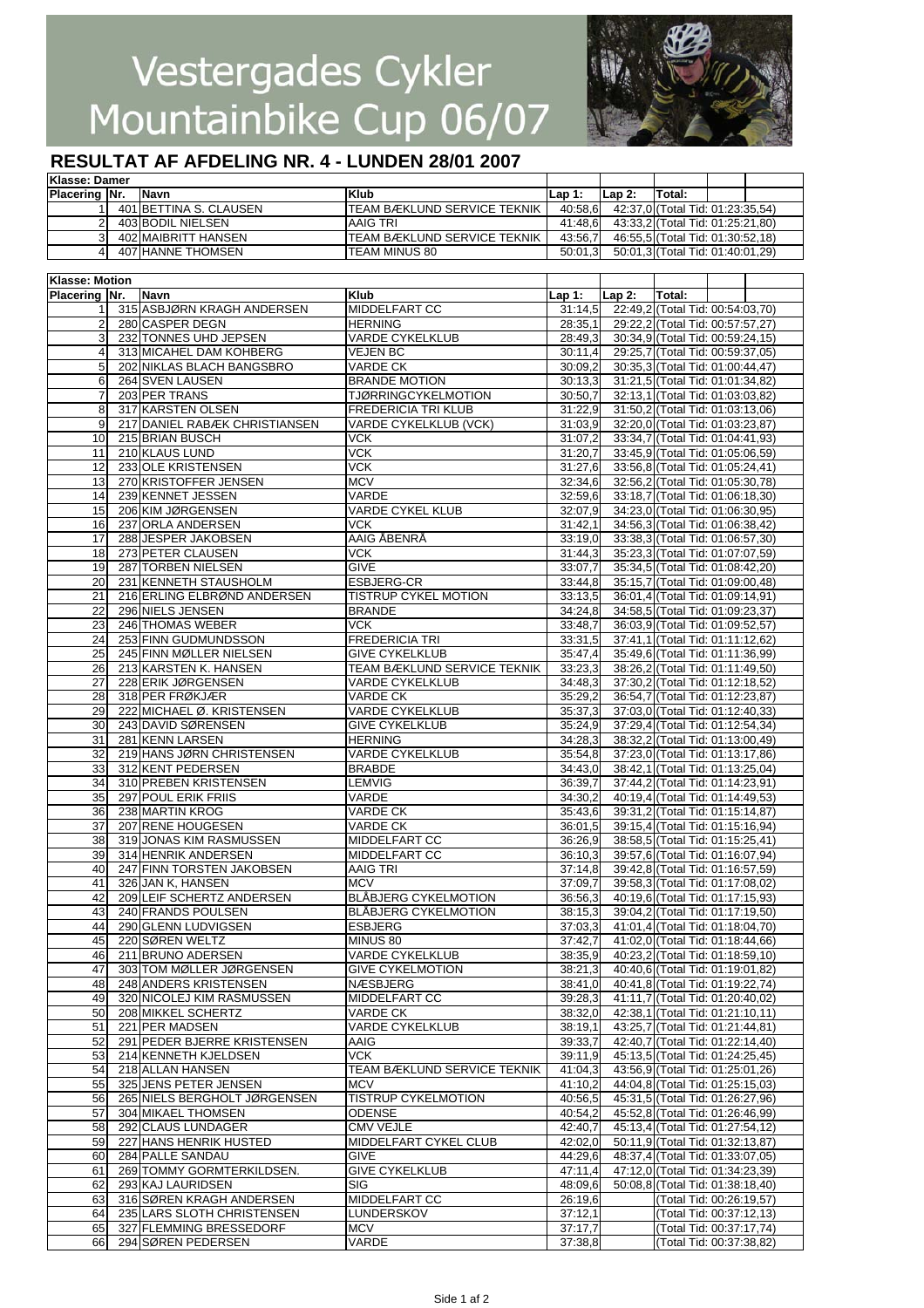# Vestergades Cykler Mountainbike Cup 06/07

## RESULTAT AF AFDELING NR. 4 - LUNDEN 28/01 2007

| Klasse: Damer | | | | | | |
|---|---|---|---|---|---|---|
| Placering | Nr. | Navn | Klub | Lap 1: | Lap 2: | Total: |
| 1 | 401 | BETTINA S. CLAUSEN | TEAM BÆKLUND SERVICE TEKNIK | 40:58,6 | 42:37,0 | (Total Tid: 01:23:35,54) |
| 2 | 403 | BODIL NIELSEN | AAIG TRI | 41:48,6 | 43:33,2 | (Total Tid: 01:25:21,80) |
| 3 | 402 | MAIBRITT HANSEN | TEAM BÆKLUND SERVICE TEKNIK | 43:56,7 | 46:55,5 | (Total Tid: 01:30:52,18) |
| 4 | 407 | HANNE THOMSEN | TEAM MINUS 80 | 50:01,3 | 50:01,3 | (Total Tid: 01:40:01,29) |

| Klasse: Motion | | | | | | |
|---|---|---|---|---|---|---|
| Placering | Nr. | Navn | Klub | Lap 1: | Lap 2: | Total: |
| 1 | 315 | ASBJØRN KRAGH ANDERSEN | MIDDELFART CC | 31:14,5 | 22:49,2 | (Total Tid: 00:54:03,70) |
| 2 | 280 | CASPER DEGN | HERNING | 28:35,1 | 29:22,2 | (Total Tid: 00:57:57,27) |
| 3 | 232 | TONNES UHD JEPSEN | VARDE CYKELKLUB | 28:49,3 | 30:34,9 | (Total Tid: 00:59:24,15) |
| 4 | 313 | MICAHEL DAM KOHBERG | VEJEN BC | 30:11,4 | 29:25,7 | (Total Tid: 00:59:37,05) |
| 5 | 202 | NIKLAS BLACH BANGSBRO | VARDE CK | 30:09,2 | 30:35,3 | (Total Tid: 01:00:44,47) |
| 6 | 264 | SVEN LAUSEN | BRANDE MOTION | 30:13,3 | 31:21,5 | (Total Tid: 01:01:34,82) |
| 7 | 203 | PER TRANS | TJØRRINGCYKELMOTION | 30:50,7 | 32:13,1 | (Total Tid: 01:03:03,82) |
| 8 | 317 | KARSTEN OLSEN | FREDERICIA TRI KLUB | 31:22,9 | 31:50,2 | (Total Tid: 01:03:13,06) |
| 9 | 217 | DANIEL RABÆK CHRISTIANSEN | VARDE CYKELKLUB (VCK) | 31:03,9 | 32:20,0 | (Total Tid: 01:03:23,87) |
| 10 | 215 | BRIAN BUSCH | VCK | 31:07,2 | 33:34,7 | (Total Tid: 01:04:41,93) |
| 11 | 210 | KLAUS LUND | VCK | 31:20,7 | 33:45,9 | (Total Tid: 01:05:06,59) |
| 12 | 233 | OLE KRISTENSEN | VCK | 31:27,6 | 33:56,8 | (Total Tid: 01:05:24,41) |
| 13 | 270 | KRISTOFFER JENSEN | MCV | 32:34,6 | 32:56,2 | (Total Tid: 01:05:30,78) |
| 14 | 239 | KENNET JESSEN | VARDE | 32:59,6 | 33:18,7 | (Total Tid: 01:06:18,30) |
| 15 | 206 | KIM JØRGENSEN | VARDE CYKEL KLUB | 32:07,9 | 34:23,0 | (Total Tid: 01:06:30,95) |
| 16 | 237 | ORLA ANDERSEN | VCK | 31:42,1 | 34:56,3 | (Total Tid: 01:06:38,42) |
| 17 | 288 | JESPER JAKOBSEN | AAIG ÅBENRÅ | 33:19,0 | 33:38,3 | (Total Tid: 01:06:57,30) |
| 18 | 273 | PETER CLAUSEN | VCK | 31:44,3 | 35:23,3 | (Total Tid: 01:07:07,59) |
| 19 | 287 | TORBEN NIELSEN | GIVE | 33:07,7 | 35:34,5 | (Total Tid: 01:08:42,20) |
| 20 | 231 | KENNETH STAUSHOLM | ESBJERG-CR | 33:44,8 | 35:15,7 | (Total Tid: 01:09:00,48) |
| 21 | 216 | ERLING ELBRØND ANDERSEN | TISTRUP CYKEL MOTION | 33:13,5 | 36:01,4 | (Total Tid: 01:09:14,91) |
| 22 | 296 | NIELS JENSEN | BRANDE | 34:24,8 | 34:58,5 | (Total Tid: 01:09:23,37) |
| 23 | 246 | THOMAS WEBER | VCK | 33:48,7 | 36:03,9 | (Total Tid: 01:09:52,57) |
| 24 | 253 | FINN GUDMUNDSSON | FREDERICIA TRI | 33:31,5 | 37:41,1 | (Total Tid: 01:11:12,62) |
| 25 | 245 | FINN MØLLER NIELSEN | GIVE CYKELKLUB | 35:47,4 | 35:49,6 | (Total Tid: 01:11:36,99) |
| 26 | 213 | KARSTEN K. HANSEN | TEAM BÆKLUND SERVICE TEKNIK | 33:23,3 | 38:26,2 | (Total Tid: 01:11:49,50) |
| 27 | 228 | ERIK JØRGENSEN | VARDE CYKELKLUB | 34:48,3 | 37:30,2 | (Total Tid: 01:12:18,52) |
| 28 | 318 | PER FRØKJÆR | VARDE CK | 35:29,2 | 36:54,7 | (Total Tid: 01:12:23,87) |
| 29 | 222 | MICHAEL Ø. KRISTENSEN | VARDE CYKELKLUB | 35:37,3 | 37:03,0 | (Total Tid: 01:12:40,33) |
| 30 | 243 | DAVID SØRENSEN | GIVE CYKELKLUB | 35:24,9 | 37:29,4 | (Total Tid: 01:12:54,34) |
| 31 | 281 | KENN LARSEN | HERNING | 34:28,3 | 38:32,2 | (Total Tid: 01:13:00,49) |
| 32 | 219 | HANS JØRN CHRISTENSEN | VARDE CYKELKLUB | 35:54,8 | 37:23,0 | (Total Tid: 01:13:17,86) |
| 33 | 312 | KENT PEDERSEN | BRABDE | 34:43,0 | 38:42,1 | (Total Tid: 01:13:25,04) |
| 34 | 310 | PREBEN KRISTENSEN | LEMVIG | 36:39,7 | 37:44,2 | (Total Tid: 01:14:23,91) |
| 35 | 297 | POUL ERIK FRIIS | VARDE | 34:30,2 | 40:19,4 | (Total Tid: 01:14:49,53) |
| 36 | 238 | MARTIN KROG | VARDE CK | 35:43,6 | 39:31,2 | (Total Tid: 01:15:14,87) |
| 37 | 207 | RENE HOUGESEN | VARDE CK | 36:01,5 | 39:15,4 | (Total Tid: 01:15:16,94) |
| 38 | 319 | JONAS KIM RASMUSSEN | MIDDELFART CC | 36:26,9 | 38:58,5 | (Total Tid: 01:15:25,41) |
| 39 | 314 | HENRIK ANDERSEN | MIDDELFART CC | 36:10,3 | 39:57,6 | (Total Tid: 01:16:07,94) |
| 40 | 247 | FINN TORSTEN JAKOBSEN | AAIG TRI | 37:14,8 | 39:42,8 | (Total Tid: 01:16:57,59) |
| 41 | 326 | JAN K, HANSEN | MCV | 37:09,7 | 39:58,3 | (Total Tid: 01:17:08,02) |
| 42 | 209 | LEIF SCHERTZ ANDERSEN | BLÅBJERG CYKELMOTION | 36:56,3 | 40:19,6 | (Total Tid: 01:17:15,93) |
| 43 | 240 | FRANDS POULSEN | BLÅBJERG CYKELMOTION | 38:15,3 | 39:04,2 | (Total Tid: 01:17:19,50) |
| 44 | 290 | GLENN LUDVIGSEN | ESBJERG | 37:03,3 | 41:01,4 | (Total Tid: 01:18:04,70) |
| 45 | 220 | SØREN WELTZ | MINUS 80 | 37:42,7 | 41:02,0 | (Total Tid: 01:18:44,66) |
| 46 | 211 | BRUNO ADERSEN | VARDE CYKELKLUB | 38:35,9 | 40:23,2 | (Total Tid: 01:18:59,10) |
| 47 | 303 | TOM MØLLER JØRGENSEN | GIVE CYKELMOTION | 38:21,3 | 40:40,6 | (Total Tid: 01:19:01,82) |
| 48 | 248 | ANDERS KRISTENSEN | NÆSBJERG | 38:41,0 | 40:41,8 | (Total Tid: 01:19:22,74) |
| 49 | 320 | NICOLEJ KIM RASMUSSEN | MIDDELFART CC | 39:28,3 | 41:11,7 | (Total Tid: 01:20:40,02) |
| 50 | 208 | MIKKEL SCHERTZ | VARDE CK | 38:32,0 | 42:38,1 | (Total Tid: 01:21:10,11) |
| 51 | 221 | PER MADSEN | VARDE CYKELKLUB | 38:19,1 | 43:25,7 | (Total Tid: 01:21:44,81) |
| 52 | 291 | PEDER BJERRE KRISTENSEN | AAIG | 39:33,7 | 42:40,7 | (Total Tid: 01:22:14,40) |
| 53 | 214 | KENNETH KJELDSEN | VCK | 39:11,9 | 45:13,5 | (Total Tid: 01:24:25,45) |
| 54 | 218 | ALLAN HANSEN | TEAM BÆKLUND SERVICE TEKNIK | 41:04,3 | 43:56,9 | (Total Tid: 01:25:01,26) |
| 55 | 325 | JENS PETER JENSEN | MCV | 41:10,2 | 44:04,8 | (Total Tid: 01:25:15,03) |
| 56 | 265 | NIELS BERGHOLT JØRGENSEN | TISTRUP CYKELMOTION | 40:56,5 | 45:31,5 | (Total Tid: 01:26:27,96) |
| 57 | 304 | MIKAEL THOMSEN | ODENSE | 40:54,2 | 45:52,8 | (Total Tid: 01:26:46,99) |
| 58 | 292 | CLAUS LUNDAGER | CMV VEJLE | 42:40,7 | 45:13,4 | (Total Tid: 01:27:54,12) |
| 59 | 227 | HANS HENRIK HUSTED | MIDDELFART CYKEL CLUB | 42:02,0 | 50:11,9 | (Total Tid: 01:32:13,87) |
| 60 | 284 | PALLE SANDAU | GIVE | 44:29,6 | 48:37,4 | (Total Tid: 01:33:07,05) |
| 61 | 269 | TOMMY GORMTERKILDSEN. | GIVE CYKELKLUB | 47:11,4 | 47:12,0 | (Total Tid: 01:34:23,39) |
| 62 | 293 | KAJ LAURIDSEN | SIG | 48:09,6 | 50:08,8 | (Total Tid: 01:38:18,40) |
| 63 | 316 | SØREN KRAGH ANDERSEN | MIDDELFART CC | 26:19,6 | | (Total Tid: 00:26:19,57) |
| 64 | 235 | LARS SLOTH CHRISTENSEN | LUNDERSKOV | 37:12,1 | | (Total Tid: 00:37:12,13) |
| 65 | 327 | FLEMMING BRESSEDORF | MCV | 37:17,7 | | (Total Tid: 00:37:17,74) |
| 66 | 294 | SØREN PEDERSEN | VARDE | 37:38,8 | | (Total Tid: 00:37:38,82) |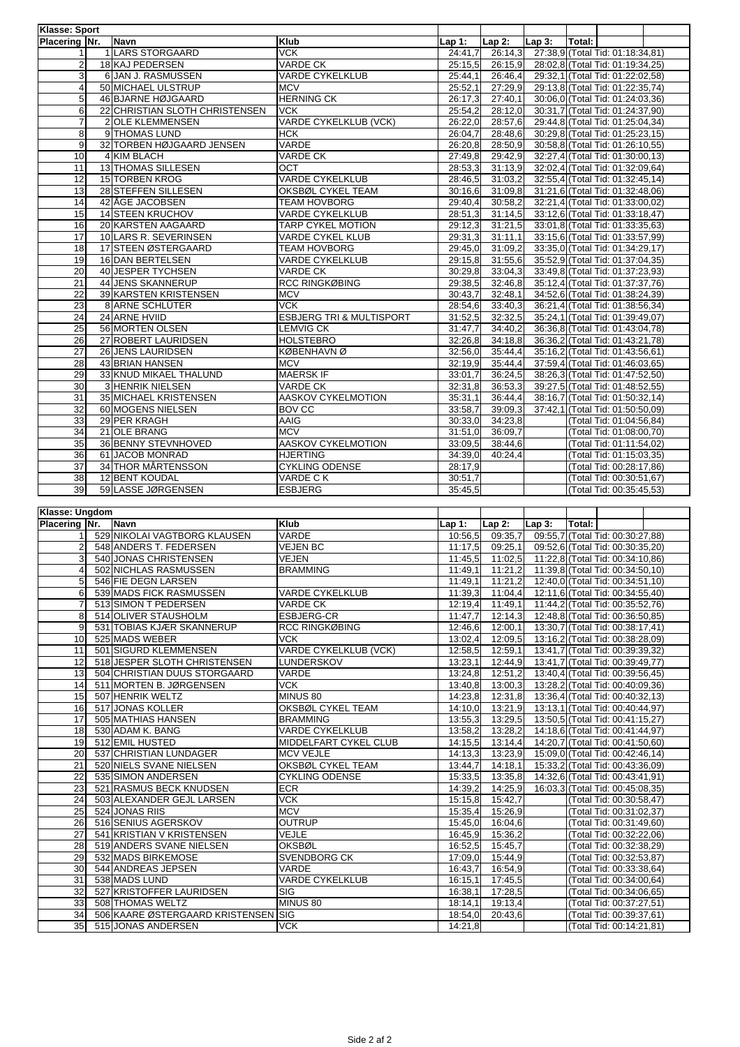**Klasse: Sport**

| Placering | Nr. | Navn | Klub | Lap 1: | Lap 2: | Lap 3: | Total: |
|---|---|---|---|---|---|---|---|
| 1 | 1 | LARS STORGAARD | VCK | 24:41,7 | 26:14,3 | 27:38,9 | (Total Tid: 01:18:34,81) |
| 2 | 18 | KAJ PEDERSEN | VARDE CK | 25:15,5 | 26:15,9 | 28:02,8 | (Total Tid: 01:19:34,25) |
| 3 | 6 | JAN J. RASMUSSEN | VARDE CYKELKLUB | 25:44,1 | 26:46,4 | 29:32,1 | (Total Tid: 01:22:02,58) |
| 4 | 50 | MICHAEL ULSTRUP | MCV | 25:52,1 | 27:29,9 | 29:13,8 | (Total Tid: 01:22:35,74) |
| 5 | 46 | BJARNE HØJGAARD | HERNING CK | 26:17,3 | 27:40,1 | 30:06,0 | (Total Tid: 01:24:03,36) |
| 6 | 22 | CHRISTIAN SLOTH CHRISTENSEN | VCK | 25:54,2 | 28:12,0 | 30:31,7 | (Total Tid: 01:24:37,90) |
| 7 | 2 | OLE KLEMMENSEN | VARDE CYKELKLUB (VCK) | 26:22,0 | 28:57,6 | 29:44,8 | (Total Tid: 01:25:04,34) |
| 8 | 9 | THOMAS LUND | HCK | 26:04,7 | 28:48,6 | 30:29,8 | (Total Tid: 01:25:23,15) |
| 9 | 32 | TORBEN HØJGAARD JENSEN | VARDE | 26:20,8 | 28:50,9 | 30:58,8 | (Total Tid: 01:26:10,55) |
| 10 | 4 | KIM BLACH | VARDE CK | 27:49,8 | 29:42,9 | 32:27,4 | (Total Tid: 01:30:00,13) |
| 11 | 13 | THOMAS SILLESEN | OCT | 28:53,3 | 31:13,9 | 32:02,4 | (Total Tid: 01:32:09,64) |
| 12 | 15 | TORBEN KROG | VARDE CYKELKLUB | 28:46,5 | 31:03,2 | 32:55,4 | (Total Tid: 01:32:45,14) |
| 13 | 28 | STEFFEN SILLESEN | OKSBØL CYKEL TEAM | 30:16,6 | 31:09,8 | 31:21,6 | (Total Tid: 01:32:48,06) |
| 14 | 42 | ÅGE JACOBSEN | TEAM HOVBORG | 29:40,4 | 30:58,2 | 32:21,4 | (Total Tid: 01:33:00,02) |
| 15 | 14 | STEEN KRUCHOV | VARDE CYKELKLUB | 28:51,3 | 31:14,5 | 33:12,6 | (Total Tid: 01:33:18,47) |
| 16 | 20 | KARSTEN AAGAARD | TARP CYKEL MOTION | 29:12,3 | 31:21,5 | 33:01,8 | (Total Tid: 01:33:35,63) |
| 17 | 10 | LARS R. SEVERINSEN | VARDE CYKEL KLUB | 29:31,3 | 31:11,1 | 33:15,6 | (Total Tid: 01:33:57,99) |
| 18 | 17 | STEEN ØSTERGAARD | TEAM HOVBORG | 29:45,0 | 31:09,2 | 33:35,0 | (Total Tid: 01:34:29,17) |
| 19 | 16 | DAN BERTELSEN | VARDE CYKELKLUB | 29:15,8 | 31:55,6 | 35:52,9 | (Total Tid: 01:37:04,35) |
| 20 | 40 | JESPER TYCHSEN | VARDE CK | 30:29,8 | 33:04,3 | 33:49,8 | (Total Tid: 01:37:23,93) |
| 21 | 44 | JENS SKANNERUP | RCC RINGKØBING | 29:38,5 | 32:46,8 | 35:12,4 | (Total Tid: 01:37:37,76) |
| 22 | 39 | KARSTEN KRISTENSEN | MCV | 30:43,7 | 32:48,1 | 34:52,6 | (Total Tid: 01:38:24,39) |
| 23 | 8 | ARNE SCHLÜTER | VCK | 28:54,6 | 33:40,3 | 36:21,4 | (Total Tid: 01:38:56,34) |
| 24 | 24 | ARNE HVIID | ESBJERG TRI & MULTISPORT | 31:52,5 | 32:32,5 | 35:24,1 | (Total Tid: 01:39:49,07) |
| 25 | 56 | MORTEN OLSEN | LEMVIG CK | 31:47,7 | 34:40,2 | 36:36,8 | (Total Tid: 01:43:04,78) |
| 26 | 27 | ROBERT LAURIDSEN | HOLSTEBRO | 32:26,8 | 34:18,8 | 36:36,2 | (Total Tid: 01:43:21,78) |
| 27 | 26 | JENS LAURIDSEN | KØBENHAVN Ø | 32:56,0 | 35:44,4 | 35:16,2 | (Total Tid: 01:43:56,61) |
| 28 | 43 | BRIAN HANSEN | MCV | 32:19,9 | 35:44,4 | 37:59,4 | (Total Tid: 01:46:03,65) |
| 29 | 33 | KNUD MIKAEL THALUND | MAERSK IF | 33:01,7 | 36:24,5 | 38:26,3 | (Total Tid: 01:47:52,50) |
| 30 | 3 | HENRIK NIELSEN | VARDE CK | 32:31,8 | 36:53,3 | 39:27,5 | (Total Tid: 01:48:52,55) |
| 31 | 35 | MICHAEL KRISTENSEN | AASKOV CYKELMOTION | 35:31,1 | 36:44,4 | 38:16,7 | (Total Tid: 01:50:32,14) |
| 32 | 60 | MOGENS NIELSEN | BOV CC | 33:58,7 | 39:09,3 | 37:42,1 | (Total Tid: 01:50:50,09) |
| 33 | 29 | PER KRAGH | AAIG | 30:33,0 | 34:23,8 | | (Total Tid: 01:04:56,84) |
| 34 | 21 | OLE BRANG | MCV | 31:51,0 | 36:09,7 | | (Total Tid: 01:08:00,70) |
| 35 | 36 | BENNY STEVNHOVED | AASKOV CYKELMOTION | 33:09,5 | 38:44,6 | | (Total Tid: 01:11:54,02) |
| 36 | 61 | JACOB MONRAD | HJERTING | 34:39,0 | 40:24,4 | | (Total Tid: 01:15:03,35) |
| 37 | 34 | THOR MÅRTENSSON | CYKLING ODENSE | 28:17,9 | | | (Total Tid: 00:28:17,86) |
| 38 | 12 | BENT KOUDAL | VARDE C K | 30:51,7 | | | (Total Tid: 00:30:51,67) |
| 39 | 59 | LASSE JØRGENSEN | ESBJERG | 35:45,5 | | | (Total Tid: 00:35:45,53) |

**Klasse: Ungdom**

| Placering | Nr. | Navn | Klub | Lap 1: | Lap 2: | Lap 3: | Total: |
|---|---|---|---|---|---|---|---|
| 1 | 529 | NIKOLAI VAGTBORG KLAUSEN | VARDE | 10:56,5 | 09:35,7 | 09:55,7 | (Total Tid: 00:30:27,88) |
| 2 | 548 | ANDERS T. FEDERSEN | VEJEN BC | 11:17,5 | 09:25,1 | 09:52,6 | (Total Tid: 00:30:35,20) |
| 3 | 540 | JONAS CHRISTENSEN | VEJEN | 11:45,5 | 11:02,5 | 11:22,8 | (Total Tid: 00:34:10,86) |
| 4 | 502 | NICHLAS RASMUSSEN | BRAMMING | 11:49,1 | 11:21,2 | 11:39,8 | (Total Tid: 00:34:50,10) |
| 5 | 546 | FIE DEGN LARSEN | | 11:49,1 | 11:21,2 | 12:40,0 | (Total Tid: 00:34:51,10) |
| 6 | 539 | MADS FICK RASMUSSEN | VARDE CYKELKLUB | 11:39,3 | 11:04,4 | 12:11,6 | (Total Tid: 00:34:55,40) |
| 7 | 513 | SIMON T PEDERSEN | VARDE CK | 12:19,4 | 11:49,1 | 11:44,2 | (Total Tid: 00:35:52,76) |
| 8 | 514 | OLIVER STAUSHOLM | ESBJERG-CR | 11:47,7 | 12:14,3 | 12:48,8 | (Total Tid: 00:36:50,85) |
| 9 | 531 | TOBIAS KJÆR SKANNERUP | RCC RINGKØBING | 12:46,6 | 12:00,1 | 13:30,7 | (Total Tid: 00:38:17,41) |
| 10 | 525 | MADS WEBER | VCK | 13:02,4 | 12:09,5 | 13:16,2 | (Total Tid: 00:38:28,09) |
| 11 | 501 | SIGURD KLEMMENSEN | VARDE CYKELKLUB (VCK) | 12:58,5 | 12:59,1 | 13:41,7 | (Total Tid: 00:39:39,32) |
| 12 | 518 | JESPER SLOTH CHRISTENSEN | LUNDERSKOV | 13:23,1 | 12:44,9 | 13:41,7 | (Total Tid: 00:39:49,77) |
| 13 | 504 | CHRISTIAN DUUS STORGAARD | VARDE | 13:24,8 | 12:51,2 | 13:40,4 | (Total Tid: 00:39:56,45) |
| 14 | 511 | MORTEN B. JØRGENSEN | VCK | 13:40,8 | 13:00,3 | 13:28,2 | (Total Tid: 00:40:09,36) |
| 15 | 507 | HENRIK WELTZ | MINUS 80 | 14:23,8 | 12:31,8 | 13:36,4 | (Total Tid: 00:40:32,13) |
| 16 | 517 | JONAS KOLLER | OKSBØL CYKEL TEAM | 14:10,0 | 13:21,9 | 13:13,1 | (Total Tid: 00:40:44,97) |
| 17 | 505 | MATHIAS HANSEN | BRAMMING | 13:55,3 | 13:29,5 | 13:50,5 | (Total Tid: 00:41:15,27) |
| 18 | 530 | ADAM K. BANG | VARDE CYKELKLUB | 13:58,2 | 13:28,2 | 14:18,6 | (Total Tid: 00:41:44,97) |
| 19 | 512 | EMIL HUSTED | MIDDELFART CYKEL CLUB | 14:15,5 | 13:14,4 | 14:20,7 | (Total Tid: 00:41:50,60) |
| 20 | 537 | CHRISTIAN LUNDAGER | MCV VEJLE | 14:13,3 | 13:23,9 | 15:09,0 | (Total Tid: 00:42:46,14) |
| 21 | 520 | NIELS SVANE NIELSEN | OKSBØL CYKEL TEAM | 13:44,7 | 14:18,1 | 15:33,2 | (Total Tid: 00:43:36,09) |
| 22 | 535 | SIMON ANDERSEN | CYKLING ODENSE | 15:33,5 | 13:35,8 | 14:32,6 | (Total Tid: 00:43:41,91) |
| 23 | 521 | RASMUS BECK KNUDSEN | ECR | 14:39,2 | 14:25,9 | 16:03,3 | (Total Tid: 00:45:08,35) |
| 24 | 503 | ALEXANDER GEJL LARSEN | VCK | 15:15,8 | 15:42,7 | | (Total Tid: 00:30:58,47) |
| 25 | 524 | JONAS RIIS | MCV | 15:35,4 | 15:26,9 | | (Total Tid: 00:31:02,37) |
| 26 | 516 | SENIUS AGERSKOV | OUTRUP | 15:45,0 | 16:04,6 | | (Total Tid: 00:31:49,60) |
| 27 | 541 | KRISTIAN V KRISTENSEN | VEJLE | 16:45,9 | 15:36,2 | | (Total Tid: 00:32:22,06) |
| 28 | 519 | ANDERS SVANE NIELSEN | OKSBØL | 16:52,5 | 15:45,7 | | (Total Tid: 00:32:38,29) |
| 29 | 532 | MADS BIRKEMOSE | SVENDBORG CK | 17:09,0 | 15:44,9 | | (Total Tid: 00:32:53,87) |
| 30 | 544 | ANDREAS JEPSEN | VARDE | 16:43,7 | 16:54,9 | | (Total Tid: 00:33:38,64) |
| 31 | 538 | MADS LUND | VARDE CYKELKLUB | 16:15,1 | 17:45,5 | | (Total Tid: 00:34:00,64) |
| 32 | 527 | KRISTOFFER LAURIDSEN | SIG | 16:38,1 | 17:28,5 | | (Total Tid: 00:34:06,65) |
| 33 | 508 | THOMAS WELTZ | MINUS 80 | 18:14,1 | 19:13,4 | | (Total Tid: 00:37:27,51) |
| 34 | 506 | KAARE ØSTERGAARD KRISTENSEN | SIG | 18:54,0 | 20:43,6 | | (Total Tid: 00:39:37,61) |
| 35 | 515 | JONAS ANDERSEN | VCK | 14:21,8 | | | (Total Tid: 00:14:21,81) |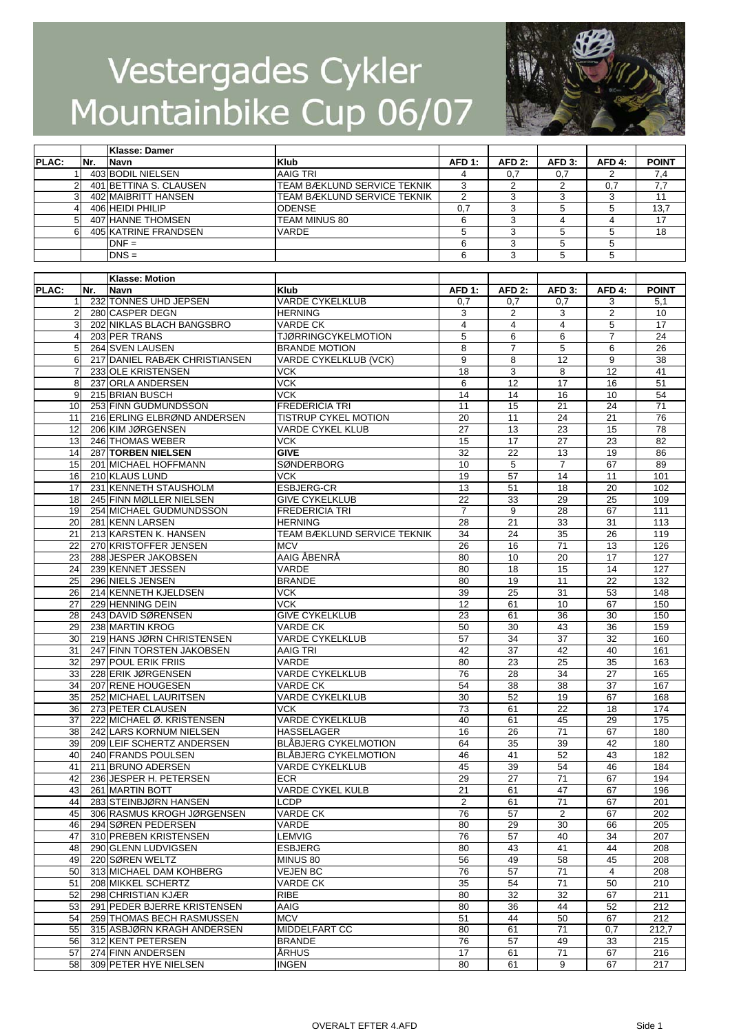# Vestergades Cykler Mountainbike Cup 06/07

| PLAC: | Nr. | Klasse: Damer<br>Navn | Klub | AFD 1: | AFD 2: | AFD 3: | AFD 4: | POINT |
|---|---|---|---|---|---|---|---|---|
| 1 | 403 | BODIL NIELSEN | AAIG TRI | 4 | 0,7 | 0,7 | 2 | 7,4 |
| 2 | 401 | BETTINA S. CLAUSEN | TEAM BÆKLUND SERVICE TEKNIK | 3 | 2 | 2 | 0,7 | 7,7 |
| 3 | 402 | MAIBRITT HANSEN | TEAM BÆKLUND SERVICE TEKNIK | 2 | 3 | 3 | 3 | 11 |
| 4 | 406 | HEIDI PHILIP | ODENSE | 0,7 | 3 | 5 | 5 | 13,7 |
| 5 | 407 | HANNE THOMSEN | TEAM MINUS 80 | 6 | 3 | 4 | 4 | 17 |
| 6 | 405 | KATRINE FRANDSEN | VARDE | 5 | 3 | 5 | 5 | 18 |
| | | DNF = | | 6 | 3 | 5 | 5 | |
| | | DNS = | | 6 | 3 | 5 | 5 | |

| PLAC: | Nr. | Klasse: Motion<br>Navn | Klub | AFD 1: | AFD 2: | AFD 3: | AFD 4: | POINT |
|---|---|---|---|---|---|---|---|---|
| 1 | 232 | TONNES UHD JEPSEN | VARDE CYKELKLUB | 0,7 | 0,7 | 0,7 | 3 | 5,1 |
| 2 | 280 | CASPER DEGN | HERNING | 3 | 2 | 3 | 2 | 10 |
| 3 | 202 | NIKLAS BLACH BANGSBRO | VARDE CK | 4 | 4 | 4 | 5 | 17 |
| 4 | 203 | PER TRANS | TJØRRINGCYKELMOTION | 5 | 6 | 6 | 7 | 24 |
| 5 | 264 | SVEN LAUSEN | BRANDE MOTION | 8 | 7 | 5 | 6 | 26 |
| 6 | 217 | DANIEL RABÆK CHRISTIANSEN | VARDE CYKELKLUB (VCK) | 9 | 8 | 12 | 9 | 38 |
| 7 | 233 | OLE KRISTENSEN | VCK | 18 | 3 | 8 | 12 | 41 |
| 8 | 237 | ORLA ANDERSEN | VCK | 6 | 12 | 17 | 16 | 51 |
| 9 | 215 | BRIAN BUSCH | VCK | 14 | 14 | 16 | 10 | 54 |
| 10 | 253 | FINN GUDMUNDSSON | FREDERICIA TRI | 11 | 15 | 21 | 24 | 71 |
| 11 | 216 | ERLING ELBRØND ANDERSEN | TISTRUP CYKEL MOTION | 20 | 11 | 24 | 21 | 76 |
| 12 | 206 | KIM JØRGENSEN | VARDE CYKEL KLUB | 27 | 13 | 23 | 15 | 78 |
| 13 | 246 | THOMAS WEBER | VCK | 15 | 17 | 27 | 23 | 82 |
| 14 | 287 | **TORBEN NIELSEN** | **GIVE** | 32 | 22 | 13 | 19 | 86 |
| 15 | 201 | MICHAEL HOFFMANN | SØNDERBORG | 10 | 5 | 7 | 67 | 89 |
| 16 | 210 | KLAUS LUND | VCK | 19 | 57 | 14 | 11 | 101 |
| 17 | 231 | KENNETH STAUSHOLM | ESBJERG-CR | 13 | 51 | 18 | 20 | 102 |
| 18 | 245 | FINN MØLLER NIELSEN | GIVE CYKELKLUB | 22 | 33 | 29 | 25 | 109 |
| 19 | 254 | MICHAEL GUDMUNDSSON | FREDERICIA TRI | 7 | 9 | 28 | 67 | 111 |
| 20 | 281 | KENN LARSEN | HERNING | 28 | 21 | 33 | 31 | 113 |
| 21 | 213 | KARSTEN K. HANSEN | TEAM BÆKLUND SERVICE TEKNIK | 34 | 24 | 35 | 26 | 119 |
| 22 | 270 | KRISTOFFER JENSEN | MCV | 26 | 16 | 71 | 13 | 126 |
| 23 | 288 | JESPER JAKOBSEN | AAIG ÅBENRÅ | 80 | 10 | 20 | 17 | 127 |
| 24 | 239 | KENNET JESSEN | VARDE | 80 | 18 | 15 | 14 | 127 |
| 25 | 296 | NIELS JENSEN | BRANDE | 80 | 19 | 11 | 22 | 132 |
| 26 | 214 | KENNETH KJELDSEN | VCK | 39 | 25 | 31 | 53 | 148 |
| 27 | 229 | HENNING DEIN | VCK | 12 | 61 | 10 | 67 | 150 |
| 28 | 243 | DAVID SØRENSEN | GIVE CYKELKLUB | 23 | 61 | 36 | 30 | 150 |
| 29 | 238 | MARTIN KROG | VARDE CK | 50 | 30 | 43 | 36 | 159 |
| 30 | 219 | HANS JØRN CHRISTENSEN | VARDE CYKELKLUB | 57 | 34 | 37 | 32 | 160 |
| 31 | 247 | FINN TORSTEN JAKOBSEN | AAIG TRI | 42 | 37 | 42 | 40 | 161 |
| 32 | 297 | POUL ERIK FRIIS | VARDE | 80 | 23 | 25 | 35 | 163 |
| 33 | 228 | ERIK JØRGENSEN | VARDE CYKELKLUB | 76 | 28 | 34 | 27 | 165 |
| 34 | 207 | RENE HOUGESEN | VARDE CK | 54 | 38 | 38 | 37 | 167 |
| 35 | 252 | MICHAEL LAURITSEN | VARDE CYKELKLUB | 30 | 52 | 19 | 67 | 168 |
| 36 | 273 | PETER CLAUSEN | VCK | 73 | 61 | 22 | 18 | 174 |
| 37 | 222 | MICHAEL Ø. KRISTENSEN | VARDE CYKELKLUB | 40 | 61 | 45 | 29 | 175 |
| 38 | 242 | LARS KORNUM NIELSEN | HASSELAGER | 16 | 26 | 71 | 67 | 180 |
| 39 | 209 | LEIF SCHERTZ ANDERSEN | BLÅBJERG CYKELMOTION | 64 | 35 | 39 | 42 | 180 |
| 40 | 240 | FRANDS POULSEN | BLÅBJERG CYKELMOTION | 46 | 41 | 52 | 43 | 182 |
| 41 | 211 | BRUNO ADERSEN | VARDE CYKELKLUB | 45 | 39 | 54 | 46 | 184 |
| 42 | 236 | JESPER H. PETERSEN | ECR | 29 | 27 | 71 | 67 | 194 |
| 43 | 261 | MARTIN BOTT | VARDE CYKEL KULB | 21 | 61 | 47 | 67 | 196 |
| 44 | 283 | STEINBJØRN HANSEN | LCDP | 2 | 61 | 71 | 67 | 201 |
| 45 | 306 | RASMUS KROGH JØRGENSEN | VARDE CK | 76 | 57 | 2 | 67 | 202 |
| 46 | 294 | SØREN PEDERSEN | VARDE | 80 | 29 | 30 | 66 | 205 |
| 47 | 310 | PREBEN KRISTENSEN | LEMVIG | 76 | 57 | 40 | 34 | 207 |
| 48 | 290 | GLENN LUDVIGSEN | ESBJERG | 80 | 43 | 41 | 44 | 208 |
| 49 | 220 | SØREN WELTZ | MINUS 80 | 56 | 49 | 58 | 45 | 208 |
| 50 | 313 | MICHAEL DAM KOHBERG | VEJEN BC | 76 | 57 | 71 | 4 | 208 |
| 51 | 208 | MIKKEL SCHERTZ | VARDE CK | 35 | 54 | 71 | 50 | 210 |
| 52 | 298 | CHRISTIAN KJÆR | RIBE | 80 | 32 | 32 | 67 | 211 |
| 53 | 291 | PEDER BJERRE KRISTENSEN | AAIG | 80 | 36 | 44 | 52 | 212 |
| 54 | 259 | THOMAS BECH RASMUSSEN | MCV | 51 | 44 | 50 | 67 | 212 |
| 55 | 315 | ASBJØRN KRAGH ANDERSEN | MIDDELFART CC | 80 | 61 | 71 | 0,7 | 212,7 |
| 56 | 312 | KENT PETERSEN | BRANDE | 76 | 57 | 49 | 33 | 215 |
| 57 | 274 | FINN ANDERSEN | ÅRHUS | 17 | 61 | 71 | 67 | 216 |
| 58 | 309 | PETER HYE NIELSEN | INGEN | 80 | 61 | 9 | 67 | 217 |

OVERALT EFTER 4.AFD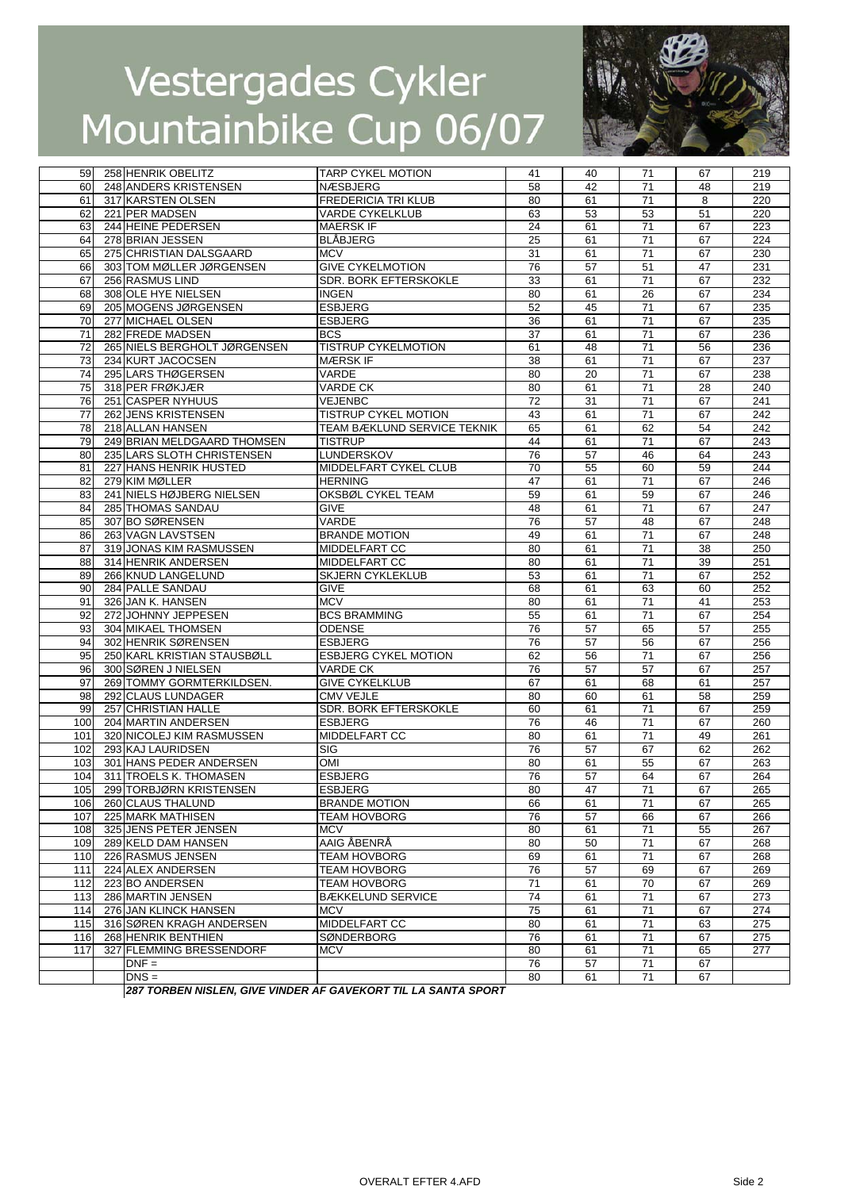# Vestergades Cykler Mountainbike Cup 06/07

| | | | | | | | | |
|---|---|---|---|---|---|---|---|---|
| 59 | 258 | HENRIK OBELITZ | TARP CYKEL MOTION | 41 | 40 | 71 | 67 | 219 |
| 60 | 248 | ANDERS KRISTENSEN | NÆSBJERG | 58 | 42 | 71 | 48 | 219 |
| 61 | 317 | KARSTEN OLSEN | FREDERICIA TRI KLUB | 80 | 61 | 71 | 8 | 220 |
| 62 | 221 | PER MADSEN | VARDE CYKELKLUB | 63 | 53 | 53 | 51 | 220 |
| 63 | 244 | HEINE PEDERSEN | MAERSK IF | 24 | 61 | 71 | 67 | 223 |
| 64 | 278 | BRIAN JESSEN | BLÅBJERG | 25 | 61 | 71 | 67 | 224 |
| 65 | 275 | CHRISTIAN DALSGAARD | MCV | 31 | 61 | 71 | 67 | 230 |
| 66 | 303 | TOM MØLLER JØRGENSEN | GIVE CYKELMOTION | 76 | 57 | 51 | 47 | 231 |
| 67 | 256 | RASMUS LIND | SDR. BORK EFTERSKOKLE | 33 | 61 | 71 | 67 | 232 |
| 68 | 308 | OLE HYE NIELSEN | INGEN | 80 | 61 | 26 | 67 | 234 |
| 69 | 205 | MOGENS JØRGENSEN | ESBJERG | 52 | 45 | 71 | 67 | 235 |
| 70 | 277 | MICHAEL OLSEN | ESBJERG | 36 | 61 | 71 | 67 | 235 |
| 71 | 282 | FREDE MADSEN | BCS | 37 | 61 | 71 | 67 | 236 |
| 72 | 265 | NIELS BERGHOLT JØRGENSEN | TISTRUP CYKELMOTION | 61 | 48 | 71 | 56 | 236 |
| 73 | 234 | KURT JACOCSEN | MÆRSK IF | 38 | 61 | 71 | 67 | 237 |
| 74 | 295 | LARS THØGERSEN | VARDE | 80 | 20 | 71 | 67 | 238 |
| 75 | 318 | PER FRØKJÆR | VARDE CK | 80 | 61 | 71 | 28 | 240 |
| 76 | 251 | CASPER NYHUUS | VEJENBC | 72 | 31 | 71 | 67 | 241 |
| 77 | 262 | JENS KRISTENSEN | TISTRUP CYKEL MOTION | 43 | 61 | 71 | 67 | 242 |
| 78 | 218 | ALLAN HANSEN | TEAM BÆKLUND SERVICE TEKNIK | 65 | 61 | 62 | 54 | 242 |
| 79 | 249 | BRIAN MELDGAARD THOMSEN | TISTRUP | 44 | 61 | 71 | 67 | 243 |
| 80 | 235 | LARS SLOTH CHRISTENSEN | LUNDERSKOV | 76 | 57 | 46 | 64 | 243 |
| 81 | 227 | HANS HENRIK HUSTED | MIDDELFART CYKEL CLUB | 70 | 55 | 60 | 59 | 244 |
| 82 | 279 | KIM MØLLER | HERNING | 47 | 61 | 71 | 67 | 246 |
| 83 | 241 | NIELS HØJBERG NIELSEN | OKSBØL CYKEL TEAM | 59 | 61 | 59 | 67 | 246 |
| 84 | 285 | THOMAS SANDAU | GIVE | 48 | 61 | 71 | 67 | 247 |
| 85 | 307 | BO SØRENSEN | VARDE | 76 | 57 | 48 | 67 | 248 |
| 86 | 263 | VAGN LAVSTSEN | BRANDE MOTION | 49 | 61 | 71 | 67 | 248 |
| 87 | 319 | JONAS KIM RASMUSSEN | MIDDELFART CC | 80 | 61 | 71 | 38 | 250 |
| 88 | 314 | HENRIK ANDERSEN | MIDDELFART CC | 80 | 61 | 71 | 39 | 251 |
| 89 | 266 | KNUD LANGELUND | SKJERN CYKLEKLUB | 53 | 61 | 71 | 67 | 252 |
| 90 | 284 | PALLE SANDAU | GIVE | 68 | 61 | 63 | 60 | 252 |
| 91 | 326 | JAN K. HANSEN | MCV | 80 | 61 | 71 | 41 | 253 |
| 92 | 272 | JOHNNY JEPPESEN | BCS BRAMMING | 55 | 61 | 71 | 67 | 254 |
| 93 | 304 | MIKAEL THOMSEN | ODENSE | 76 | 57 | 65 | 57 | 255 |
| 94 | 302 | HENRIK SØRENSEN | ESBJERG | 76 | 57 | 56 | 67 | 256 |
| 95 | 250 | KARL KRISTIAN STAUSBØLL | ESBJERG CYKEL MOTION | 62 | 56 | 71 | 67 | 256 |
| 96 | 300 | SØREN J NIELSEN | VARDE CK | 76 | 57 | 57 | 67 | 257 |
| 97 | 269 | TOMMY GORMTERKILDSEN. | GIVE CYKELKLUB | 67 | 61 | 68 | 61 | 257 |
| 98 | 292 | CLAUS LUNDAGER | CMV VEJLE | 80 | 60 | 61 | 58 | 259 |
| 99 | 257 | CHRISTIAN HALLE | SDR. BORK EFTERSKOKLE | 60 | 61 | 71 | 67 | 259 |
| 100 | 204 | MARTIN ANDERSEN | ESBJERG | 76 | 46 | 71 | 67 | 260 |
| 101 | 320 | NICOLEJ KIM RASMUSSEN | MIDDELFART CC | 80 | 61 | 71 | 49 | 261 |
| 102 | 293 | KAJ LAURIDSEN | SIG | 76 | 57 | 67 | 62 | 262 |
| 103 | 301 | HANS PEDER ANDERSEN | OMI | 80 | 61 | 55 | 67 | 263 |
| 104 | 311 | TROELS K. THOMASEN | ESBJERG | 76 | 57 | 64 | 67 | 264 |
| 105 | 299 | TORBJØRN KRISTENSEN | ESBJERG | 80 | 47 | 71 | 67 | 265 |
| 106 | 260 | CLAUS THALUND | BRANDE MOTION | 66 | 61 | 71 | 67 | 265 |
| 107 | 225 | MARK MATHISEN | TEAM HOVBORG | 76 | 57 | 66 | 67 | 266 |
| 108 | 325 | JENS PETER JENSEN | MCV | 80 | 61 | 71 | 55 | 267 |
| 109 | 289 | KELD DAM HANSEN | AAIG ÅBENRÅ | 80 | 50 | 71 | 67 | 268 |
| 110 | 226 | RASMUS JENSEN | TEAM HOVBORG | 69 | 61 | 71 | 67 | 268 |
| 111 | 224 | ALEX ANDERSEN | TEAM HOVBORG | 76 | 57 | 69 | 67 | 269 |
| 112 | 223 | BO ANDERSEN | TEAM HOVBORG | 71 | 61 | 70 | 67 | 269 |
| 113 | 286 | MARTIN JENSEN | BÆKKELUND SERVICE | 74 | 61 | 71 | 67 | 273 |
| 114 | 276 | JAN KLINCK HANSEN | MCV | 75 | 61 | 71 | 67 | 274 |
| 115 | 316 | SØREN KRAGH ANDERSEN | MIDDELFART CC | 80 | 61 | 71 | 63 | 275 |
| 116 | 268 | HENRIK BENTHIEN | SØNDERBORG | 76 | 61 | 71 | 67 | 275 |
| 117 | 327 | FLEMMING BRESSENDORF | MCV | 80 | 61 | 71 | 65 | 277 |
| | | DNF = | | 76 | 57 | 71 | 67 | |
| | | DNS = | | 80 | 61 | 71 | 67 | |

***287 TORBEN NISLEN, GIVE VINDER AF GAVEKORT TIL LA SANTA SPORT***

OVERALT EFTER 4.AFD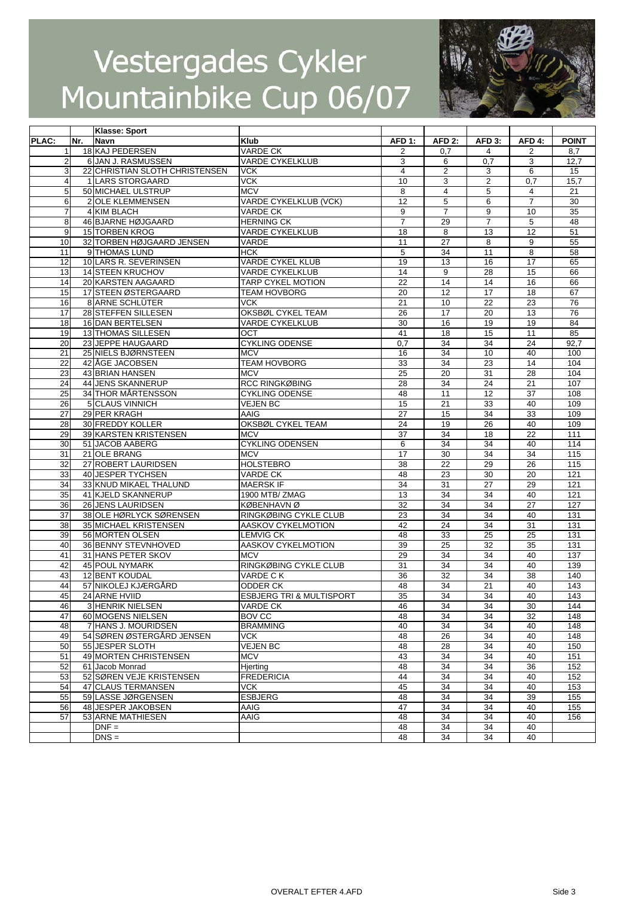# Vestergades Cykler Mountainbike Cup 06/07

| PLAC: | Nr. | Klasse: Sport<br>Navn | Klub | AFD 1: | AFD 2: | AFD 3: | AFD 4: | POINT |
|---|---|---|---|---|---|---|---|---|
| 1 | 18 | KAJ PEDERSEN | VARDE CK | 2 | 0,7 | 4 | 2 | 8,7 |
| 2 | 6 | JAN J. RASMUSSEN | VARDE CYKELKLUB | 3 | 6 | 0,7 | 3 | 12,7 |
| 3 | 22 | CHRISTIAN SLOTH CHRISTENSEN | VCK | 4 | 2 | 3 | 6 | 15 |
| 4 | 1 | LARS STORGAARD | VCK | 10 | 3 | 2 | 0,7 | 15,7 |
| 5 | 50 | MICHAEL ULSTRUP | MCV | 8 | 4 | 5 | 4 | 21 |
| 6 | 2 | OLE KLEMMENSEN | VARDE CYKELKLUB (VCK) | 12 | 5 | 6 | 7 | 30 |
| 7 | 4 | KIM BLACH | VARDE CK | 9 | 7 | 9 | 10 | 35 |
| 8 | 46 | BJARNE HØJGAARD | HERNING CK | 7 | 29 | 7 | 5 | 48 |
| 9 | 15 | TORBEN KROG | VARDE CYKELKLUB | 18 | 8 | 13 | 12 | 51 |
| 10 | 32 | TORBEN HØJGAARD JENSEN | VARDE | 11 | 27 | 8 | 9 | 55 |
| 11 | 9 | THOMAS LUND | HCK | 5 | 34 | 11 | 8 | 58 |
| 12 | 10 | LARS R. SEVERINSEN | VARDE CYKEL KLUB | 19 | 13 | 16 | 17 | 65 |
| 13 | 14 | STEEN KRUCHOV | VARDE CYKELKLUB | 14 | 9 | 28 | 15 | 66 |
| 14 | 20 | KARSTEN AAGAARD | TARP CYKEL MOTION | 22 | 14 | 14 | 16 | 66 |
| 15 | 17 | STEEN ØSTERGAARD | TEAM HOVBORG | 20 | 12 | 17 | 18 | 67 |
| 16 | 8 | ARNE SCHLÜTER | VCK | 21 | 10 | 22 | 23 | 76 |
| 17 | 28 | STEFFEN SILLESEN | OKSBØL CYKEL TEAM | 26 | 17 | 20 | 13 | 76 |
| 18 | 16 | DAN BERTELSEN | VARDE CYKELKLUB | 30 | 16 | 19 | 19 | 84 |
| 19 | 13 | THOMAS SILLESEN | OCT | 41 | 18 | 15 | 11 | 85 |
| 20 | 23 | JEPPE HAUGAARD | CYKLING ODENSE | 0,7 | 34 | 34 | 24 | 92,7 |
| 21 | 25 | NIELS BJØRNSTEEN | MCV | 16 | 34 | 10 | 40 | 100 |
| 22 | 42 | ÅGE JACOBSEN | TEAM HOVBORG | 33 | 34 | 23 | 14 | 104 |
| 23 | 43 | BRIAN HANSEN | MCV | 25 | 20 | 31 | 28 | 104 |
| 24 | 44 | JENS SKANNERUP | RCC RINGKØBING | 28 | 34 | 24 | 21 | 107 |
| 25 | 34 | THOR MÅRTENSSON | CYKLING ODENSE | 48 | 11 | 12 | 37 | 108 |
| 26 | 5 | CLAUS VINNICH | VEJEN BC | 15 | 21 | 33 | 40 | 109 |
| 27 | 29 | PER KRAGH | AAIG | 27 | 15 | 34 | 33 | 109 |
| 28 | 30 | FREDDY KOLLER | OKSBØL CYKEL TEAM | 24 | 19 | 26 | 40 | 109 |
| 29 | 39 | KARSTEN KRISTENSEN | MCV | 37 | 34 | 18 | 22 | 111 |
| 30 | 51 | JACOB AABERG | CYKLING ODENSEN | 6 | 34 | 34 | 40 | 114 |
| 31 | 21 | OLE BRANG | MCV | 17 | 30 | 34 | 34 | 115 |
| 32 | 27 | ROBERT LAURIDSEN | HOLSTEBRO | 38 | 22 | 29 | 26 | 115 |
| 33 | 40 | JESPER TYCHSEN | VARDE CK | 48 | 23 | 30 | 20 | 121 |
| 34 | 33 | KNUD MIKAEL THALUND | MAERSK IF | 34 | 31 | 27 | 29 | 121 |
| 35 | 41 | KJELD SKANNERUP | 1900 MTB/ ZMAG | 13 | 34 | 34 | 40 | 121 |
| 36 | 26 | JENS LAURIDSEN | KØBENHAVN Ø | 32 | 34 | 34 | 27 | 127 |
| 37 | 38 | OLE HØRLYCK SØRENSEN | RINGKØBING CYKLE CLUB | 23 | 34 | 34 | 40 | 131 |
| 38 | 35 | MICHAEL KRISTENSEN | AASKOV CYKELMOTION | 42 | 24 | 34 | 31 | 131 |
| 39 | 56 | MORTEN OLSEN | LEMVIG CK | 48 | 33 | 25 | 25 | 131 |
| 40 | 36 | BENNY STEVNHOVED | AASKOV CYKELMOTION | 39 | 25 | 32 | 35 | 131 |
| 41 | 31 | HANS PETER SKOV | MCV | 29 | 34 | 34 | 40 | 137 |
| 42 | 45 | POUL NYMARK | RINGKØBING CYKLE CLUB | 31 | 34 | 34 | 40 | 139 |
| 43 | 12 | BENT KOUDAL | VARDE C K | 36 | 32 | 34 | 38 | 140 |
| 44 | 57 | NIKOLEJ KJÆRGÅRD | ODDER CK | 48 | 34 | 21 | 40 | 143 |
| 45 | 24 | ARNE HVIID | ESBJERG TRI & MULTISPORT | 35 | 34 | 34 | 40 | 143 |
| 46 | 3 | HENRIK NIELSEN | VARDE CK | 46 | 34 | 34 | 30 | 144 |
| 47 | 60 | MOGENS NIELSEN | BOV CC | 48 | 34 | 34 | 32 | 148 |
| 48 | 7 | HANS J. MOURIDSEN | BRAMMING | 40 | 34 | 34 | 40 | 148 |
| 49 | 54 | SØREN ØSTERGÅRD JENSEN | VCK | 48 | 26 | 34 | 40 | 148 |
| 50 | 55 | JESPER SLOTH | VEJEN BC | 48 | 28 | 34 | 40 | 150 |
| 51 | 49 | MORTEN CHRISTENSEN | MCV | 43 | 34 | 34 | 40 | 151 |
| 52 | 61 | Jacob Monrad | Hjerting | 48 | 34 | 34 | 36 | 152 |
| 53 | 52 | SØREN VEJE KRISTENSEN | FREDERICIA | 44 | 34 | 34 | 40 | 152 |
| 54 | 47 | CLAUS TERMANSEN | VCK | 45 | 34 | 34 | 40 | 153 |
| 55 | 59 | LASSE JØRGENSEN | ESBJERG | 48 | 34 | 34 | 39 | 155 |
| 56 | 48 | JESPER JAKOBSEN | AAIG | 47 | 34 | 34 | 40 | 155 |
| 57 | 53 | ARNE MATHIESEN | AAIG | 48 | 34 | 34 | 40 | 156 |
| | | DNF = | | 48 | 34 | 34 | 40 | |
| | | DNS = | | 48 | 34 | 34 | 40 | |

OVERALT EFTER 4.AFD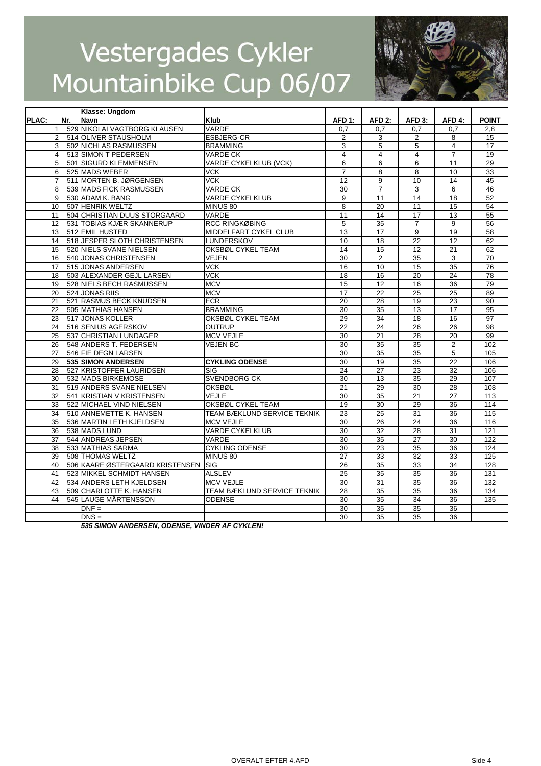# Vestergades Cykler Mountainbike Cup 06/07

| PLAC: | Nr. | Klasse: Ungdom<br>Navn | Klub | AFD 1: | AFD 2: | AFD 3: | AFD 4: | POINT |
|---|---|---|---|---|---|---|---|---|
| 1 | 529 | NIKOLAI VAGTBORG KLAUSEN | VARDE | 0,7 | 0,7 | 0,7 | 0,7 | 2,8 |
| 2 | 514 | OLIVER STAUSHOLM | ESBJERG-CR | 2 | 3 | 2 | 8 | 15 |
| 3 | 502 | NICHLAS RASMUSSEN | BRAMMING | 3 | 5 | 5 | 4 | 17 |
| 4 | 513 | SIMON T PEDERSEN | VARDE CK | 4 | 4 | 4 | 7 | 19 |
| 5 | 501 | SIGURD KLEMMENSEN | VARDE CYKELKLUB (VCK) | 6 | 6 | 6 | 11 | 29 |
| 6 | 525 | MADS WEBER | VCK | 7 | 8 | 8 | 10 | 33 |
| 7 | 511 | MORTEN B. JØRGENSEN | VCK | 12 | 9 | 10 | 14 | 45 |
| 8 | 539 | MADS FICK RASMUSSEN | VARDE CK | 30 | 7 | 3 | 6 | 46 |
| 9 | 530 | ADAM K. BANG | VARDE CYKELKLUB | 9 | 11 | 14 | 18 | 52 |
| 10 | 507 | HENRIK WELTZ | MINUS 80 | 8 | 20 | 11 | 15 | 54 |
| 11 | 504 | CHRISTIAN DUUS STORGAARD | VARDE | 11 | 14 | 17 | 13 | 55 |
| 12 | 531 | TOBIAS KJÆR SKANNERUP | RCC RINGKØBING | 5 | 35 | 7 | 9 | 56 |
| 13 | 512 | EMIL HUSTED | MIDDELFART CYKEL CLUB | 13 | 17 | 9 | 19 | 58 |
| 14 | 518 | JESPER SLOTH CHRISTENSEN | LUNDERSKOV | 10 | 18 | 22 | 12 | 62 |
| 15 | 520 | NIELS SVANE NIELSEN | OKSBØL CYKEL TEAM | 14 | 15 | 12 | 21 | 62 |
| 16 | 540 | JONAS CHRISTENSEN | VEJEN | 30 | 2 | 35 | 3 | 70 |
| 17 | 515 | JONAS ANDERSEN | VCK | 16 | 10 | 15 | 35 | 76 |
| 18 | 503 | ALEXANDER GEJL LARSEN | VCK | 18 | 16 | 20 | 24 | 78 |
| 19 | 528 | NIELS BECH RASMUSSEN | MCV | 15 | 12 | 16 | 36 | 79 |
| 20 | 524 | JONAS RIIS | MCV | 17 | 22 | 25 | 25 | 89 |
| 21 | 521 | RASMUS BECK KNUDSEN | ECR | 20 | 28 | 19 | 23 | 90 |
| 22 | 505 | MATHIAS HANSEN | BRAMMING | 30 | 35 | 13 | 17 | 95 |
| 23 | 517 | JONAS KOLLER | OKSBØL CYKEL TEAM | 29 | 34 | 18 | 16 | 97 |
| 24 | 516 | SENIUS AGERSKOV | OUTRUP | 22 | 24 | 26 | 26 | 98 |
| 25 | 537 | CHRISTIAN LUNDAGER | MCV VEJLE | 30 | 21 | 28 | 20 | 99 |
| 26 | 548 | ANDERS T. FEDERSEN | VEJEN BC | 30 | 35 | 35 | 2 | 102 |
| 27 | 546 | FIE DEGN LARSEN | | 30 | 35 | 35 | 5 | 105 |
| 29 | **535** | **SIMON ANDERSEN** | **CYKLING ODENSE** | 30 | 19 | 35 | 22 | 106 |
| 28 | 527 | KRISTOFFER LAURIDSEN | SIG | 24 | 27 | 23 | 32 | 106 |
| 30 | 532 | MADS BIRKEMOSE | SVENDBORG CK | 30 | 13 | 35 | 29 | 107 |
| 31 | 519 | ANDERS SVANE NIELSEN | OKSBØL | 21 | 29 | 30 | 28 | 108 |
| 32 | 541 | KRISTIAN V KRISTENSEN | VEJLE | 30 | 35 | 21 | 27 | 113 |
| 33 | 522 | MICHAEL VIND NIELSEN | OKSBØL CYKEL TEAM | 19 | 30 | 29 | 36 | 114 |
| 34 | 510 | ANNEMETTE K. HANSEN | TEAM BÆKLUND SERVICE TEKNIK | 23 | 25 | 31 | 36 | 115 |
| 35 | 536 | MARTIN LETH KJELDSEN | MCV VEJLE | 30 | 26 | 24 | 36 | 116 |
| 36 | 538 | MADS LUND | VARDE CYKELKLUB | 30 | 32 | 28 | 31 | 121 |
| 37 | 544 | ANDREAS JEPSEN | VARDE | 30 | 35 | 27 | 30 | 122 |
| 38 | 533 | MATHIAS SARMA | CYKLING ODENSE | 30 | 23 | 35 | 36 | 124 |
| 39 | 508 | THOMAS WELTZ | MINUS 80 | 27 | 33 | 32 | 33 | 125 |
| 40 | 506 | KAARE ØSTERGAARD KRISTENSEN | SIG | 26 | 35 | 33 | 34 | 128 |
| 41 | 523 | MIKKEL SCHMIDT HANSEN | ALSLEV | 25 | 35 | 35 | 36 | 131 |
| 42 | 534 | ANDERS LETH KJELDSEN | MCV VEJLE | 30 | 31 | 35 | 36 | 132 |
| 43 | 509 | CHARLOTTE K. HANSEN | TEAM BÆKLUND SERVICE TEKNIK | 28 | 35 | 35 | 36 | 134 |
| 44 | 545 | LAUGE MÅRTENSSON | ODENSE | 30 | 35 | 34 | 36 | 135 |
| | | DNF = | | 30 | 35 | 35 | 36 | |
| | | DNS = | | 30 | 35 | 35 | 36 | |

***535 SIMON ANDERSEN, ODENSE, VINDER AF CYKLEN!***

OVERALT EFTER 4.AFD